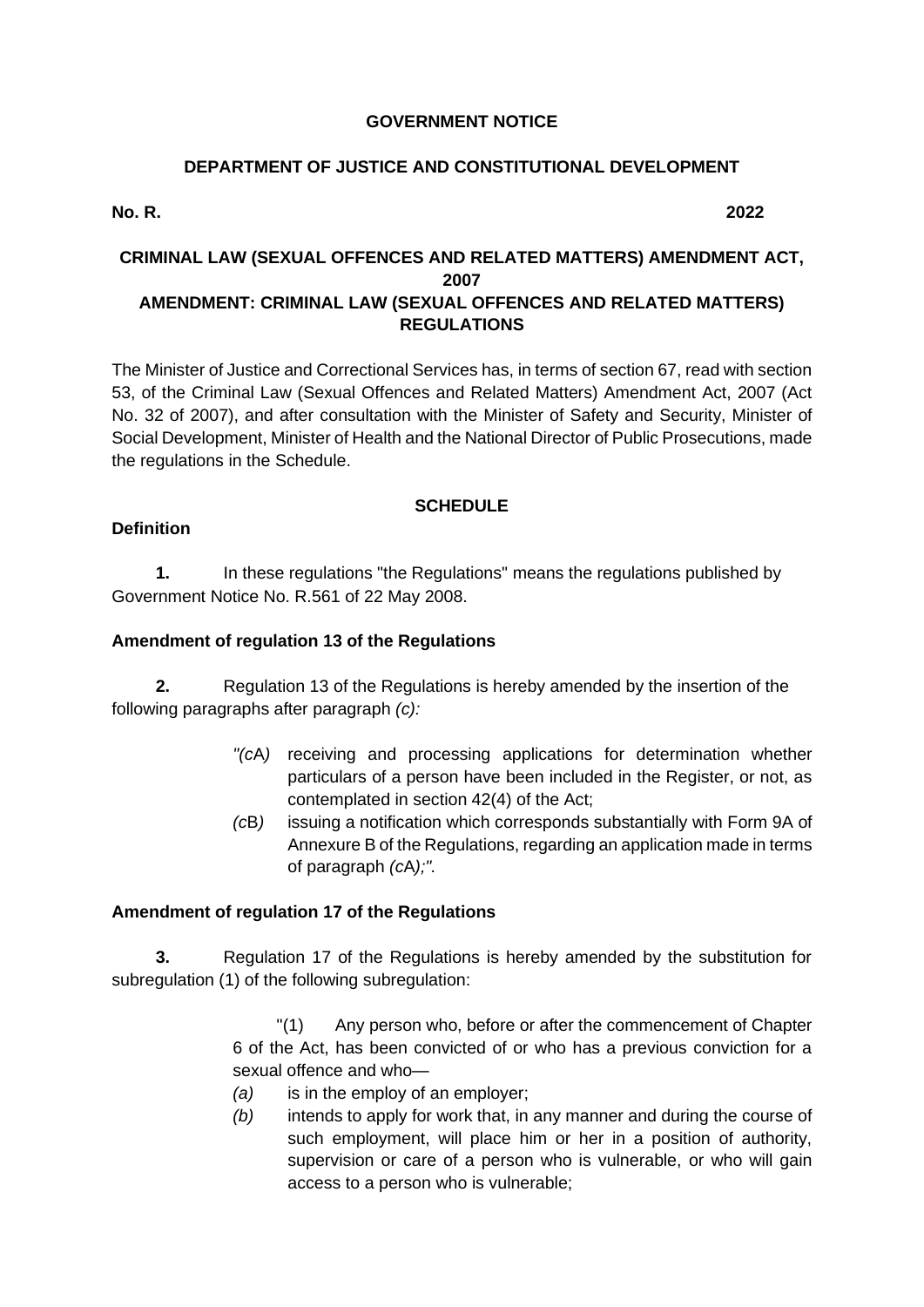**GOVERNMENT NOTICE**

**DEPARTMENT OF JUSTICE AND CONSTITUTIONAL DEVELOPMENT**

**No. R. 2022**

**CRIMINAL LAW (SEXUAL OFFENCES AND RELATED MATTERS) AMENDMENT ACT, 2007**

**AMENDMENT: CRIMINAL LAW (SEXUAL OFFENCES AND RELATED MATTERS) REGULATIONS**

The Minister of Justice and Correctional Services has, in terms of section 67, read with section 53, of the Criminal Law (Sexual Offences and Related Matters) Amendment Act, 2007 (Act No. 32 of 2007), and after consultation with the Minister of Safety and Security, Minister of Social Development, Minister of Health and the National Director of Public Prosecutions, made the regulations in the Schedule.

**SCHEDULE**

**Definition**

**1.** In these regulations "the Regulations" means the regulations published by Government Notice No. R.561 of 22 May 2008.

**Amendment of regulation 13 of the Regulations**

**2.** Regulation 13 of the Regulations is hereby amended by the insertion of the following paragraphs after paragraph *(c):*

> "*(c*A*)* receiving and processing applications for determination whether particulars of a person have been included in the Register, or not, as contemplated in section 42(4) of the Act;
>
> *(c*B*)* issuing a notification which corresponds substantially with Form 9A of Annexure B of the Regulations, regarding an application made in terms of paragraph *(c*A*);".*

**Amendment of regulation 17 of the Regulations**

**3.** Regulation 17 of the Regulations is hereby amended by the substitution for subregulation (1) of the following subregulation:

> "(1) Any person who, before or after the commencement of Chapter 6 of the Act, has been convicted of or who has a previous conviction for a sexual offence and who—
>
> *(a)* is in the employ of an employer;
>
> *(b)* intends to apply for work that, in any manner and during the course of such employment, will place him or her in a position of authority, supervision or care of a person who is vulnerable, or who will gain access to a person who is vulnerable;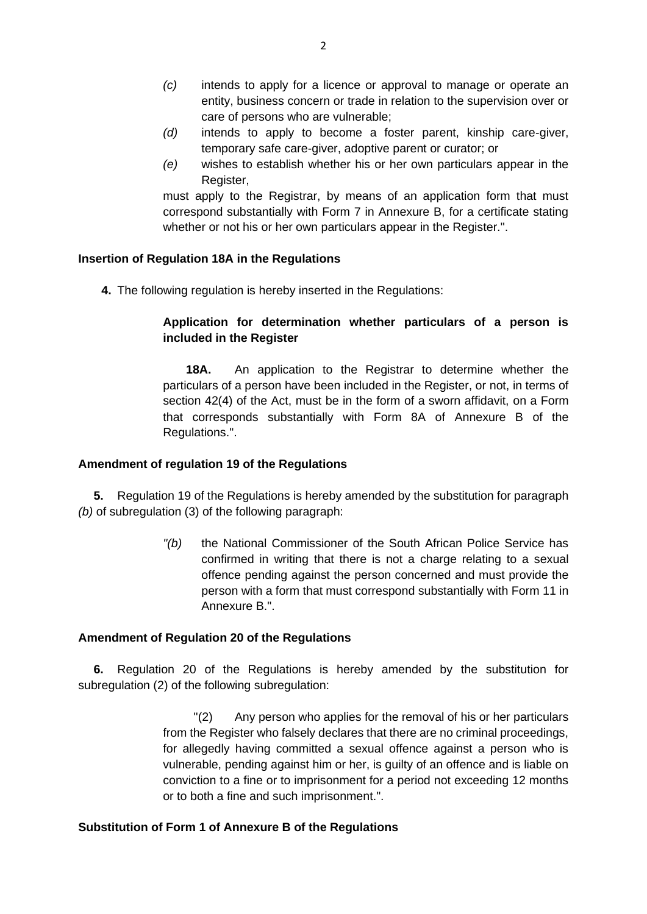*(c)* intends to apply for a licence or approval to manage or operate an entity, business concern or trade in relation to the supervision over or care of persons who are vulnerable;

*(d)* intends to apply to become a foster parent, kinship care-giver, temporary safe care-giver, adoptive parent or curator; or

*(e)* wishes to establish whether his or her own particulars appear in the Register,

must apply to the Registrar, by means of an application form that must correspond substantially with Form 7 in Annexure B, for a certificate stating whether or not his or her own particulars appear in the Register.".

**Insertion of Regulation 18A in the Regulations**

**4.** The following regulation is hereby inserted in the Regulations:

> **Application for determination whether particulars of a person is included in the Register**
>
> **18A.** An application to the Registrar to determine whether the particulars of a person have been included in the Register, or not, in terms of section 42(4) of the Act, must be in the form of a sworn affidavit, on a Form that corresponds substantially with Form 8A of Annexure B of the Regulations.".

**Amendment of regulation 19 of the Regulations**

**5.** Regulation 19 of the Regulations is hereby amended by the substitution for paragraph *(b)* of subregulation (3) of the following paragraph:

> *"(b)* the National Commissioner of the South African Police Service has confirmed in writing that there is not a charge relating to a sexual offence pending against the person concerned and must provide the person with a form that must correspond substantially with Form 11 in Annexure B.".

**Amendment of Regulation 20 of the Regulations**

**6.** Regulation 20 of the Regulations is hereby amended by the substitution for subregulation (2) of the following subregulation:

> "(2) Any person who applies for the removal of his or her particulars from the Register who falsely declares that there are no criminal proceedings, for allegedly having committed a sexual offence against a person who is vulnerable, pending against him or her, is guilty of an offence and is liable on conviction to a fine or to imprisonment for a period not exceeding 12 months or to both a fine and such imprisonment.".

**Substitution of Form 1 of Annexure B of the Regulations**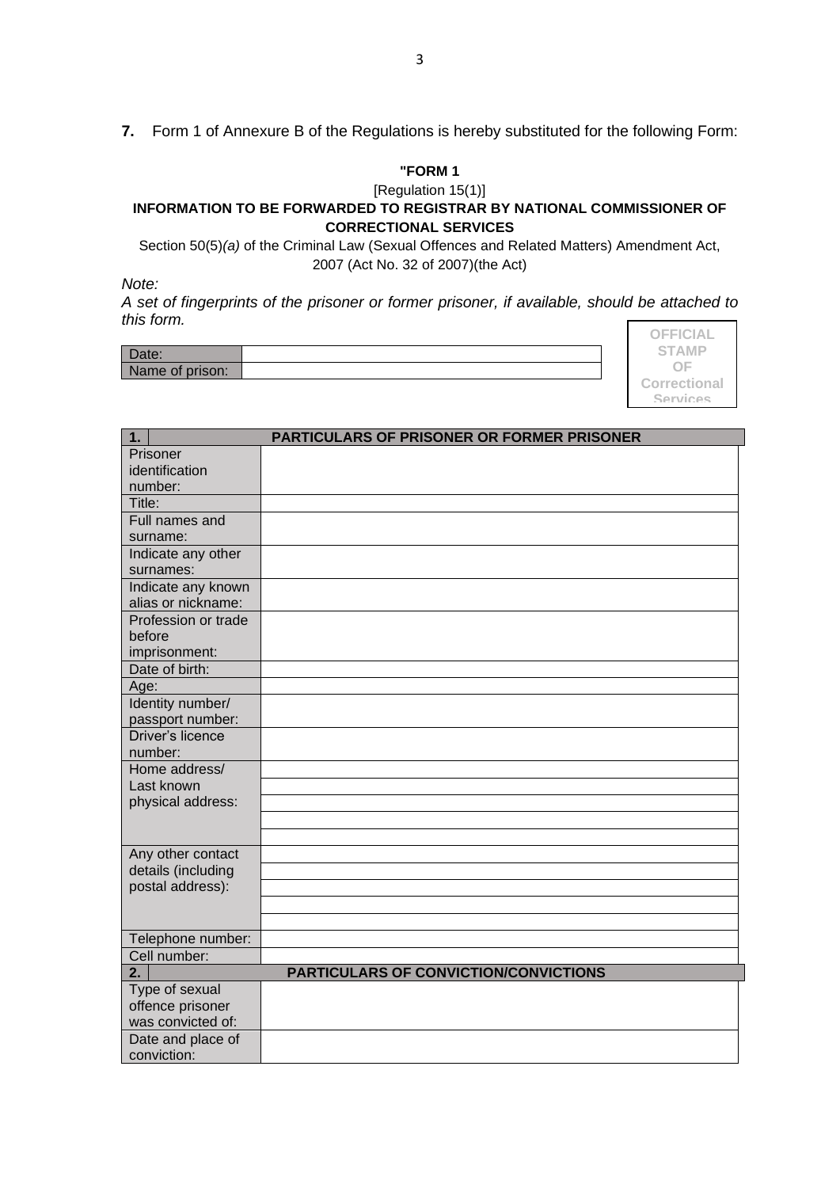**7.** Form 1 of Annexure B of the Regulations is hereby substituted for the following Form:

**"FORM 1**

[Regulation 15(1)]

**INFORMATION TO BE FORWARDED TO REGISTRAR BY NATIONAL COMMISSIONER OF CORRECTIONAL SERVICES**

Section 50(5)*(a)* of the Criminal Law (Sexual Offences and Related Matters) Amendment Act, 2007 (Act No. 32 of 2007)(the Act)

*Note:*

*A set of fingerprints of the prisoner or former prisoner, if available, should be attached to this form.*

| Date: | |
|---|---|
| Name of prison: | |

OFFICIAL STAMP OF Correctional Services

| **1.** | **PARTICULARS OF PRISONER OR FORMER PRISONER** |
|---|---|
| Prisoner identification number: | |
| Title: | |
| Full names and surname: | |
| Indicate any other surnames: | |
| Indicate any known alias or nickname: | |
| Profession or trade before imprisonment: | |
| Date of birth: | |
| Age: | |
| Identity number/ passport number: | |
| Driver's licence number: | |
| Home address/ Last known physical address: | |
| | |
| | |
| | |
| | |
| Any other contact details (including postal address): | |
| | |
| | |
| | |
| | |
| Telephone number: | |
| Cell number: | |
| **2.** | **PARTICULARS OF CONVICTION/CONVICTIONS** |
| Type of sexual offence prisoner was convicted of: | |
| Date and place of conviction: | |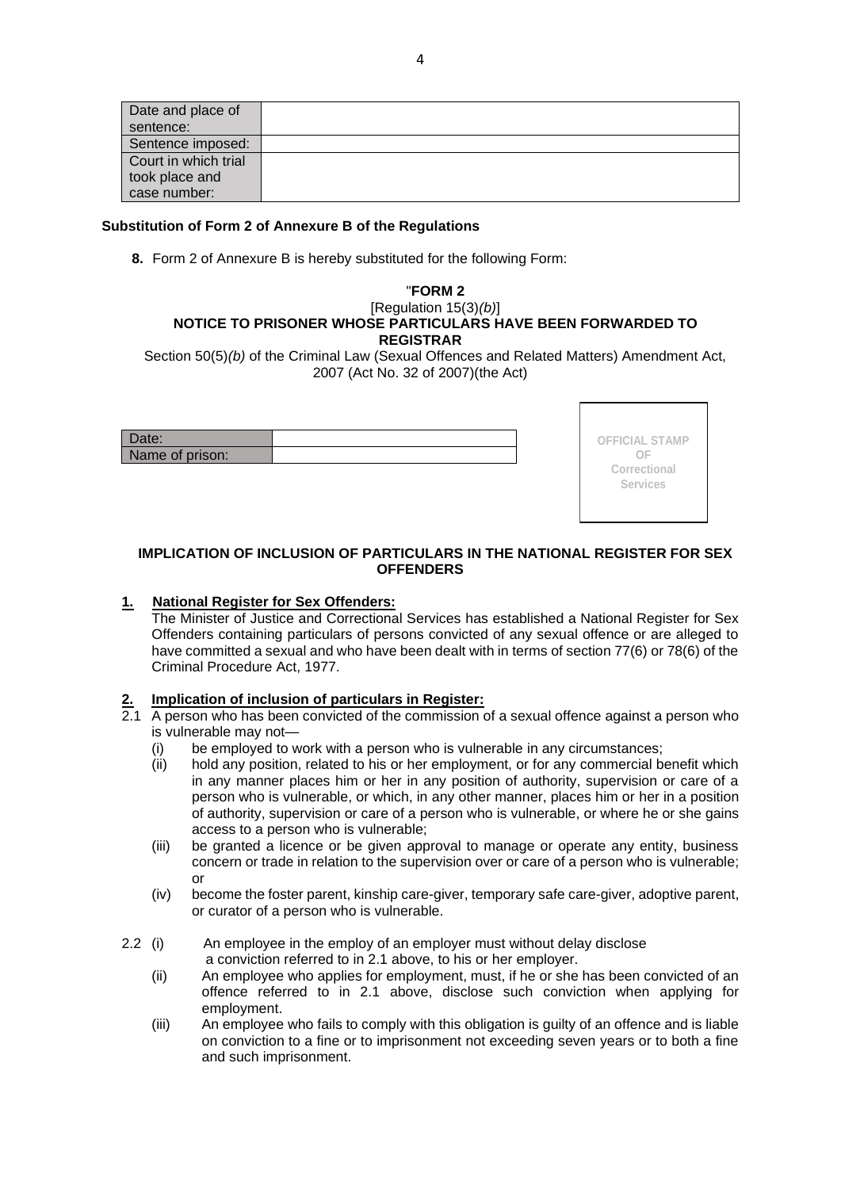| Date and place of sentence: | |
|---|---|
| Sentence imposed: | |
| Court in which trial took place and case number: | |

**Substitution of Form 2 of Annexure B of the Regulations**

**8.** Form 2 of Annexure B is hereby substituted for the following Form:

"**FORM 2**

[Regulation 15(3)*(b)*]

**NOTICE TO PRISONER WHOSE PARTICULARS HAVE BEEN FORWARDED TO REGISTRAR**

Section 50(5)*(b)* of the Criminal Law (Sexual Offences and Related Matters) Amendment Act, 2007 (Act No. 32 of 2007)(the Act)

| Date: | |
|---|---|
| Name of prison: | |

OFFICIAL STAMP OF Correctional Services

**IMPLICATION OF INCLUSION OF PARTICULARS IN THE NATIONAL REGISTER FOR SEX OFFENDERS**

**1. National Register for Sex Offenders:**

The Minister of Justice and Correctional Services has established a National Register for Sex Offenders containing particulars of persons convicted of any sexual offence or are alleged to have committed a sexual and who have been dealt with in terms of section 77(6) or 78(6) of the Criminal Procedure Act, 1977.

**2. Implication of inclusion of particulars in Register:**

2.1 A person who has been convicted of the commission of a sexual offence against a person who is vulnerable may not—

(i) be employed to work with a person who is vulnerable in any circumstances;

(ii) hold any position, related to his or her employment, or for any commercial benefit which in any manner places him or her in any position of authority, supervision or care of a person who is vulnerable, or which, in any other manner, places him or her in a position of authority, supervision or care of a person who is vulnerable, or where he or she gains access to a person who is vulnerable;

(iii) be granted a licence or be given approval to manage or operate any entity, business concern or trade in relation to the supervision over or care of a person who is vulnerable; or

(iv) become the foster parent, kinship care-giver, temporary safe care-giver, adoptive parent, or curator of a person who is vulnerable.

2.2 (i) An employee in the employ of an employer must without delay disclose a conviction referred to in 2.1 above, to his or her employer.

(ii) An employee who applies for employment, must, if he or she has been convicted of an offence referred to in 2.1 above, disclose such conviction when applying for employment.

(iii) An employee who fails to comply with this obligation is guilty of an offence and is liable on conviction to a fine or to imprisonment not exceeding seven years or to both a fine and such imprisonment.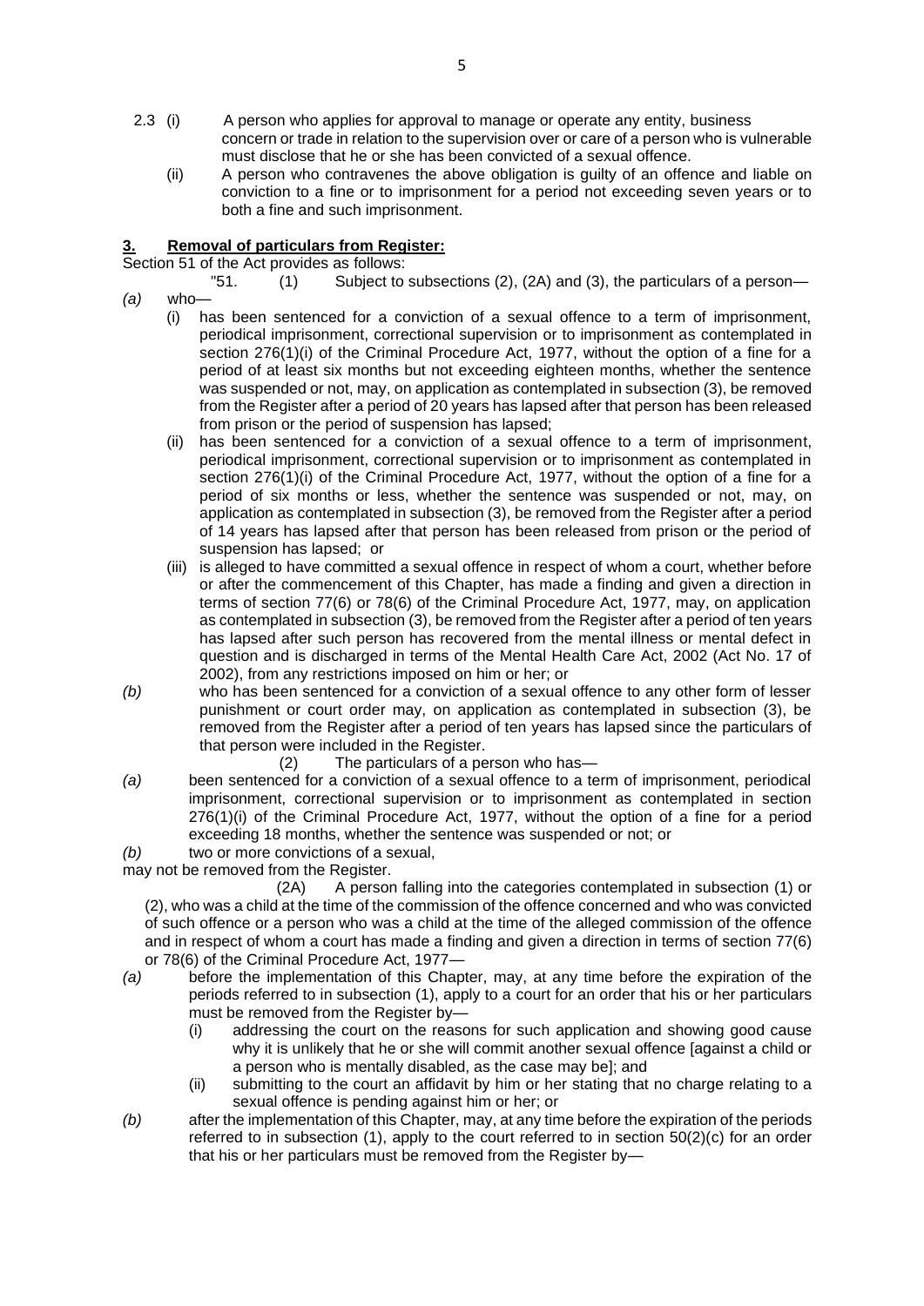2.3 (i) A person who applies for approval to manage or operate any entity, business concern or trade in relation to the supervision over or care of a person who is vulnerable must disclose that he or she has been convicted of a sexual offence.

(ii) A person who contravenes the above obligation is guilty of an offence and liable on conviction to a fine or to imprisonment for a period not exceeding seven years or to both a fine and such imprisonment.

## 3. Removal of particulars from Register:

Section 51 of the Act provides as follows:

"51. (1) Subject to subsections (2), (2A) and (3), the particulars of a person—

*(a)* who—

(i) has been sentenced for a conviction of a sexual offence to a term of imprisonment, periodical imprisonment, correctional supervision or to imprisonment as contemplated in section 276(1)(i) of the Criminal Procedure Act, 1977, without the option of a fine for a period of at least six months but not exceeding eighteen months, whether the sentence was suspended or not, may, on application as contemplated in subsection (3), be removed from the Register after a period of 20 years has lapsed after that person has been released from prison or the period of suspension has lapsed;

(ii) has been sentenced for a conviction of a sexual offence to a term of imprisonment, periodical imprisonment, correctional supervision or to imprisonment as contemplated in section 276(1)(i) of the Criminal Procedure Act, 1977, without the option of a fine for a period of six months or less, whether the sentence was suspended or not, may, on application as contemplated in subsection (3), be removed from the Register after a period of 14 years has lapsed after that person has been released from prison or the period of suspension has lapsed; or

(iii) is alleged to have committed a sexual offence in respect of whom a court, whether before or after the commencement of this Chapter, has made a finding and given a direction in terms of section 77(6) or 78(6) of the Criminal Procedure Act, 1977, may, on application as contemplated in subsection (3), be removed from the Register after a period of ten years has lapsed after such person has recovered from the mental illness or mental defect in question and is discharged in terms of the Mental Health Care Act, 2002 (Act No. 17 of 2002), from any restrictions imposed on him or her; or

*(b)* who has been sentenced for a conviction of a sexual offence to any other form of lesser punishment or court order may, on application as contemplated in subsection (3), be removed from the Register after a period of ten years has lapsed since the particulars of that person were included in the Register.

(2) The particulars of a person who has—

*(a)* been sentenced for a conviction of a sexual offence to a term of imprisonment, periodical imprisonment, correctional supervision or to imprisonment as contemplated in section 276(1)(i) of the Criminal Procedure Act, 1977, without the option of a fine for a period exceeding 18 months, whether the sentence was suspended or not; or

*(b)* two or more convictions of a sexual,

may not be removed from the Register.

(2A) A person falling into the categories contemplated in subsection (1) or (2), who was a child at the time of the commission of the offence concerned and who was convicted of such offence or a person who was a child at the time of the alleged commission of the offence and in respect of whom a court has made a finding and given a direction in terms of section 77(6) or 78(6) of the Criminal Procedure Act, 1977—

*(a)* before the implementation of this Chapter, may, at any time before the expiration of the periods referred to in subsection (1), apply to a court for an order that his or her particulars must be removed from the Register by—

(i) addressing the court on the reasons for such application and showing good cause why it is unlikely that he or she will commit another sexual offence [against a child or a person who is mentally disabled, as the case may be]; and

(ii) submitting to the court an affidavit by him or her stating that no charge relating to a sexual offence is pending against him or her; or

*(b)* after the implementation of this Chapter, may, at any time before the expiration of the periods referred to in subsection (1), apply to the court referred to in section 50(2)(c) for an order that his or her particulars must be removed from the Register by—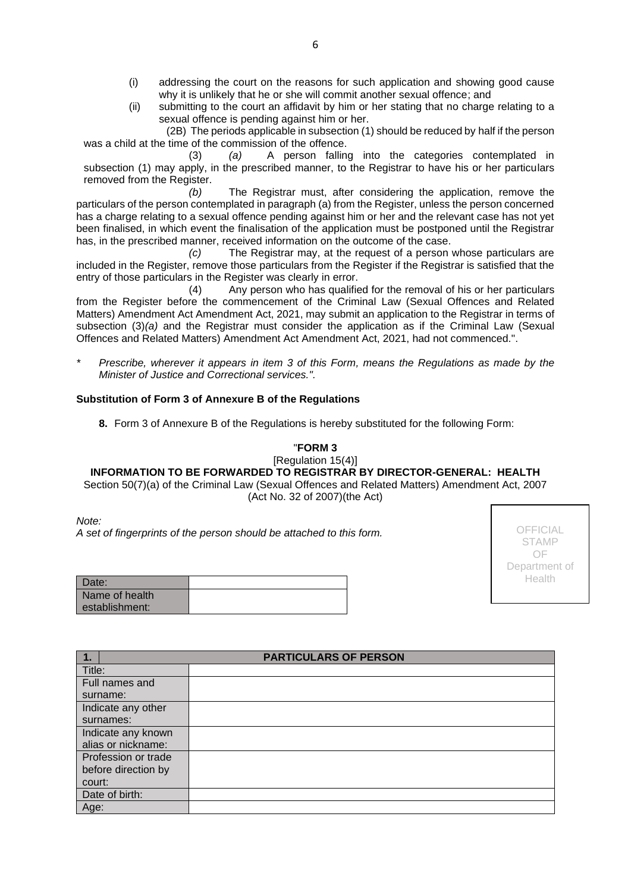(i) addressing the court on the reasons for such application and showing good cause why it is unlikely that he or she will commit another sexual offence; and

(ii) submitting to the court an affidavit by him or her stating that no charge relating to a sexual offence is pending against him or her.

(2B) The periods applicable in subsection (1) should be reduced by half if the person was a child at the time of the commission of the offence.

(3) *(a)* A person falling into the categories contemplated in subsection (1) may apply, in the prescribed manner, to the Registrar to have his or her particulars removed from the Register.

*(b)* The Registrar must, after considering the application, remove the particulars of the person contemplated in paragraph (a) from the Register, unless the person concerned has a charge relating to a sexual offence pending against him or her and the relevant case has not yet been finalised, in which event the finalisation of the application must be postponed until the Registrar has, in the prescribed manner, received information on the outcome of the case.

*(c)* The Registrar may, at the request of a person whose particulars are included in the Register, remove those particulars from the Register if the Registrar is satisfied that the entry of those particulars in the Register was clearly in error.

(4) Any person who has qualified for the removal of his or her particulars from the Register before the commencement of the Criminal Law (Sexual Offences and Related Matters) Amendment Act Amendment Act, 2021, may submit an application to the Registrar in terms of subsection (3)*(a)* and the Registrar must consider the application as if the Criminal Law (Sexual Offences and Related Matters) Amendment Act Amendment Act, 2021, had not commenced.".

\* *Prescribe, wherever it appears in item 3 of this Form, means the Regulations as made by the Minister of Justice and Correctional services.".*

**Substitution of Form 3 of Annexure B of the Regulations**

**8.** Form 3 of Annexure B of the Regulations is hereby substituted for the following Form:

"**FORM 3**

[Regulation 15(4)]

**INFORMATION TO BE FORWARDED TO REGISTRAR BY DIRECTOR-GENERAL: HEALTH**

Section 50(7)(a) of the Criminal Law (Sexual Offences and Related Matters) Amendment Act, 2007 (Act No. 32 of 2007)(the Act)

*Note:*
*A set of fingerprints of the person should be attached to this form.*

OFFICIAL STAMP OF Department of Health

| Date: | |
|---|---|
| Name of health establishment: | |

| 1. PARTICULARS OF PERSON | |
|---|---|
| Title: | |
| Full names and surname: | |
| Indicate any other surnames: | |
| Indicate any known alias or nickname: | |
| Profession or trade before direction by court: | |
| Date of birth: | |
| Age: | |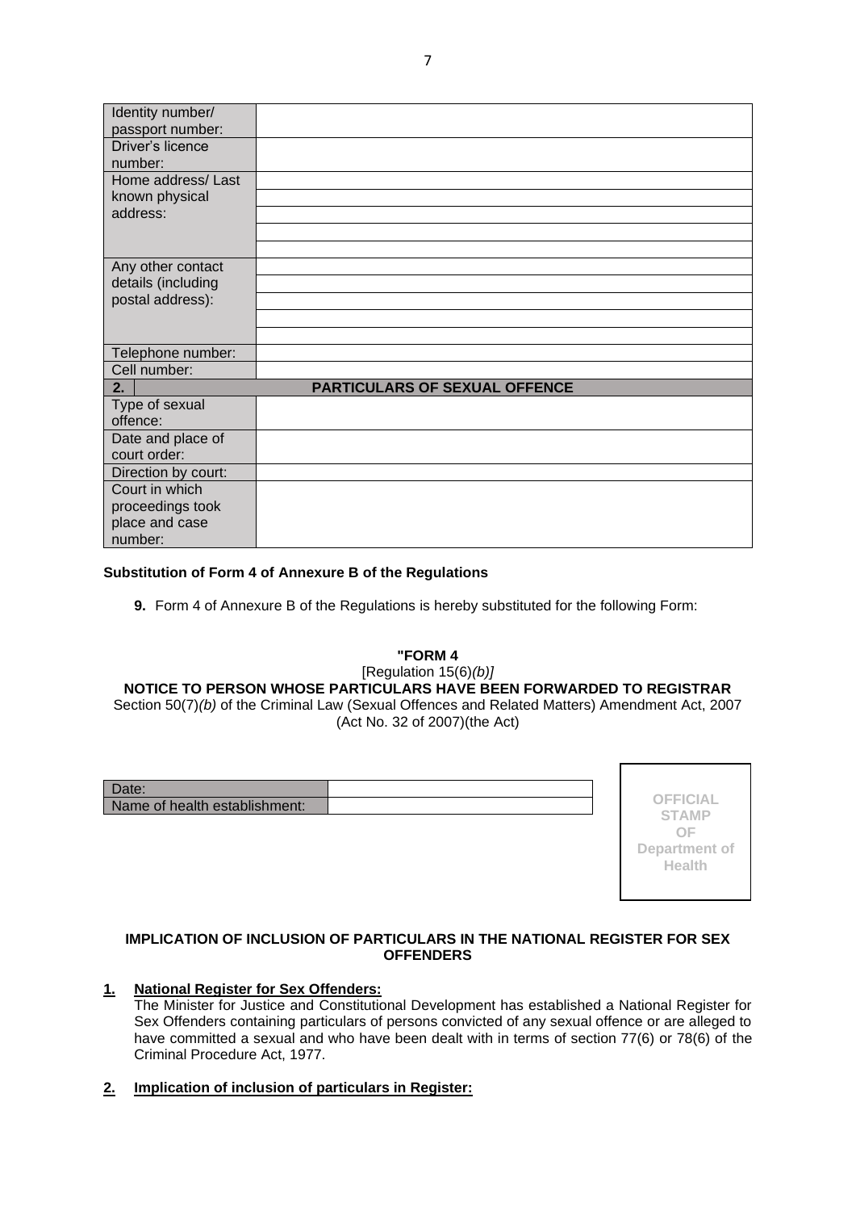| | |
|---|---|
| Identity number/ passport number: | |
| Driver's licence number: | |
| Home address/ Last known physical address: | |
| | |
| | |
| | |
| | |
| Any other contact details (including postal address): | |
| | |
| | |
| | |
| | |
| Telephone number: | |
| Cell number: | |
| **2.** | **PARTICULARS OF SEXUAL OFFENCE** |
| Type of sexual offence: | |
| Date and place of court order: | |
| Direction by court: | |
| Court in which proceedings took place and case number: | |

**Substitution of Form 4 of Annexure B of the Regulations**

**9.** Form 4 of Annexure B of the Regulations is hereby substituted for the following Form:

**"FORM 4**

[Regulation 15(6)*(b)]*

**NOTICE TO PERSON WHOSE PARTICULARS HAVE BEEN FORWARDED TO REGISTRAR**

Section 50(7)*(b)* of the Criminal Law (Sexual Offences and Related Matters) Amendment Act, 2007 (Act No. 32 of 2007)(the Act)

| | |
|---|---|
| Date: | |
| Name of health establishment: | |

OFFICIAL STAMP OF Department of Health

**IMPLICATION OF INCLUSION OF PARTICULARS IN THE NATIONAL REGISTER FOR SEX OFFENDERS**

**1. National Register for Sex Offenders:**

The Minister for Justice and Constitutional Development has established a National Register for Sex Offenders containing particulars of persons convicted of any sexual offence or are alleged to have committed a sexual and who have been dealt with in terms of section 77(6) or 78(6) of the Criminal Procedure Act, 1977.

**2. Implication of inclusion of particulars in Register:**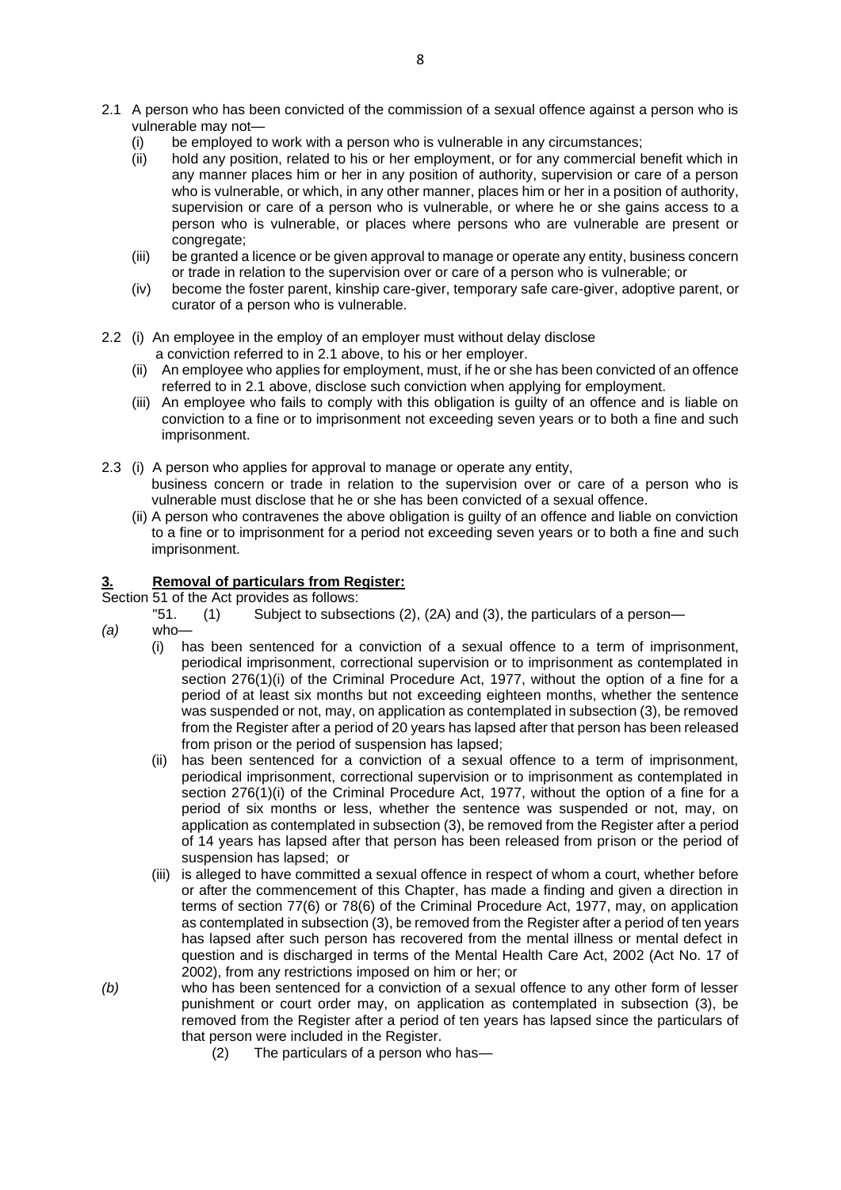2.1 A person who has been convicted of the commission of a sexual offence against a person who is vulnerable may not—

   (i) be employed to work with a person who is vulnerable in any circumstances;

   (ii) hold any position, related to his or her employment, or for any commercial benefit which in any manner places him or her in any position of authority, supervision or care of a person who is vulnerable, or which, in any other manner, places him or her in a position of authority, supervision or care of a person who is vulnerable, or where he or she gains access to a person who is vulnerable, or places where persons who are vulnerable are present or congregate;

   (iii) be granted a licence or be given approval to manage or operate any entity, business concern or trade in relation to the supervision over or care of a person who is vulnerable; or

   (iv) become the foster parent, kinship care-giver, temporary safe care-giver, adoptive parent, or curator of a person who is vulnerable.

2.2 (i) An employee in the employ of an employer must without delay disclose a conviction referred to in 2.1 above, to his or her employer.

   (ii) An employee who applies for employment, must, if he or she has been convicted of an offence referred to in 2.1 above, disclose such conviction when applying for employment.

   (iii) An employee who fails to comply with this obligation is guilty of an offence and is liable on conviction to a fine or to imprisonment not exceeding seven years or to both a fine and such imprisonment.

2.3 (i) A person who applies for approval to manage or operate any entity, business concern or trade in relation to the supervision over or care of a person who is vulnerable must disclose that he or she has been convicted of a sexual offence.

   (ii) A person who contravenes the above obligation is guilty of an offence and liable on conviction to a fine or to imprisonment for a period not exceeding seven years or to both a fine and such imprisonment.

## 3. Removal of particulars from Register:

Section 51 of the Act provides as follows:

"51. (1) Subject to subsections (2), (2A) and (3), the particulars of a person—

*(a)* who—

   (i) has been sentenced for a conviction of a sexual offence to a term of imprisonment, periodical imprisonment, correctional supervision or to imprisonment as contemplated in section 276(1)(i) of the Criminal Procedure Act, 1977, without the option of a fine for a period of at least six months but not exceeding eighteen months, whether the sentence was suspended or not, may, on application as contemplated in subsection (3), be removed from the Register after a period of 20 years has lapsed after that person has been released from prison or the period of suspension has lapsed;

   (ii) has been sentenced for a conviction of a sexual offence to a term of imprisonment, periodical imprisonment, correctional supervision or to imprisonment as contemplated in section 276(1)(i) of the Criminal Procedure Act, 1977, without the option of a fine for a period of six months or less, whether the sentence was suspended or not, may, on application as contemplated in subsection (3), be removed from the Register after a period of 14 years has lapsed after that person has been released from prison or the period of suspension has lapsed; or

   (iii) is alleged to have committed a sexual offence in respect of whom a court, whether before or after the commencement of this Chapter, has made a finding and given a direction in terms of section 77(6) or 78(6) of the Criminal Procedure Act, 1977, may, on application as contemplated in subsection (3), be removed from the Register after a period of ten years has lapsed after such person has recovered from the mental illness or mental defect in question and is discharged in terms of the Mental Health Care Act, 2002 (Act No. 17 of 2002), from any restrictions imposed on him or her; or

*(b)* who has been sentenced for a conviction of a sexual offence to any other form of lesser punishment or court order may, on application as contemplated in subsection (3), be removed from the Register after a period of ten years has lapsed since the particulars of that person were included in the Register.

(2) The particulars of a person who has—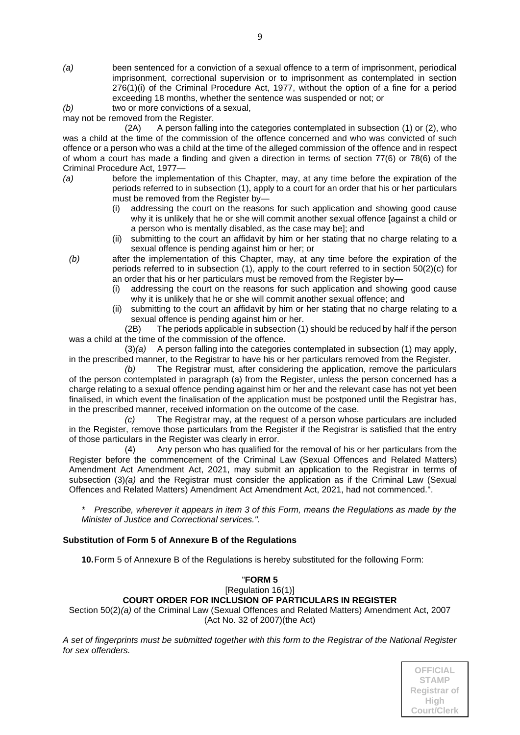*(a)* been sentenced for a conviction of a sexual offence to a term of imprisonment, periodical imprisonment, correctional supervision or to imprisonment as contemplated in section 276(1)(i) of the Criminal Procedure Act, 1977, without the option of a fine for a period exceeding 18 months, whether the sentence was suspended or not; or

*(b)* two or more convictions of a sexual,

may not be removed from the Register.

(2A) A person falling into the categories contemplated in subsection (1) or (2), who was a child at the time of the commission of the offence concerned and who was convicted of such offence or a person who was a child at the time of the alleged commission of the offence and in respect of whom a court has made a finding and given a direction in terms of section 77(6) or 78(6) of the Criminal Procedure Act, 1977—

*(a)* before the implementation of this Chapter, may, at any time before the expiration of the periods referred to in subsection (1), apply to a court for an order that his or her particulars must be removed from the Register by—

(i) addressing the court on the reasons for such application and showing good cause why it is unlikely that he or she will commit another sexual offence [against a child or a person who is mentally disabled, as the case may be]; and

(ii) submitting to the court an affidavit by him or her stating that no charge relating to a sexual offence is pending against him or her; or

*(b)* after the implementation of this Chapter, may, at any time before the expiration of the periods referred to in subsection (1), apply to the court referred to in section 50(2)(c) for an order that his or her particulars must be removed from the Register by—

(i) addressing the court on the reasons for such application and showing good cause why it is unlikely that he or she will commit another sexual offence; and

(ii) submitting to the court an affidavit by him or her stating that no charge relating to a sexual offence is pending against him or her.

(2B) The periods applicable in subsection (1) should be reduced by half if the person was a child at the time of the commission of the offence.

(3)*(a)* A person falling into the categories contemplated in subsection (1) may apply, in the prescribed manner, to the Registrar to have his or her particulars removed from the Register.

*(b)* The Registrar must, after considering the application, remove the particulars of the person contemplated in paragraph (a) from the Register, unless the person concerned has a charge relating to a sexual offence pending against him or her and the relevant case has not yet been finalised, in which event the finalisation of the application must be postponed until the Registrar has, in the prescribed manner, received information on the outcome of the case.

*(c)* The Registrar may, at the request of a person whose particulars are included in the Register, remove those particulars from the Register if the Registrar is satisfied that the entry of those particulars in the Register was clearly in error.

(4) Any person who has qualified for the removal of his or her particulars from the Register before the commencement of the Criminal Law (Sexual Offences and Related Matters) Amendment Act Amendment Act, 2021, may submit an application to the Registrar in terms of subsection (3)*(a)* and the Registrar must consider the application as if the Criminal Law (Sexual Offences and Related Matters) Amendment Act Amendment Act, 2021, had not commenced.".

*\* Prescribe, wherever it appears in item 3 of this Form, means the Regulations as made by the Minister of Justice and Correctional services.".*

**Substitution of Form 5 of Annexure B of the Regulations**

**10.** Form 5 of Annexure B of the Regulations is hereby substituted for the following Form:

"**FORM 5**

[Regulation 16(1)]

**COURT ORDER FOR INCLUSION OF PARTICULARS IN REGISTER**

Section 50(2)*(a)* of the Criminal Law (Sexual Offences and Related Matters) Amendment Act, 2007 (Act No. 32 of 2007)(the Act)

*A set of fingerprints must be submitted together with this form to the Registrar of the National Register for sex offenders.*

OFFICIAL STAMP Registrar of High Court/Clerk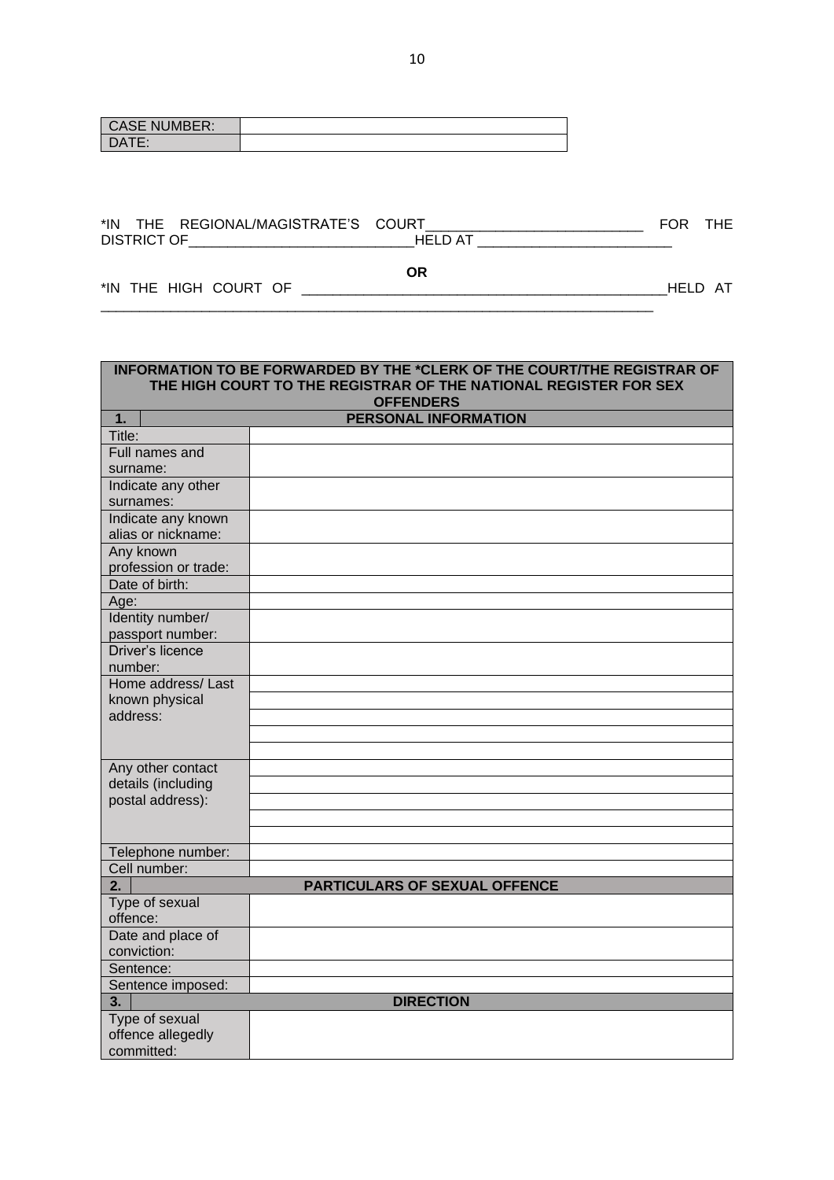| CASE NUMBER: | |
|---|---|
| DATE: | |

*IN THE REGIONAL/MAGISTRATE'S COURT_____________________________ FOR THE DISTRICT OF_____________________________HELD AT _________________________

**OR**

*IN THE HIGH COURT OF _______________________________________________HELD AT _________________________________________________________________________

| **INFORMATION TO BE FORWARDED BY THE *CLERK OF THE COURT/THE REGISTRAR OF THE HIGH COURT TO THE REGISTRAR OF THE NATIONAL REGISTER FOR SEX OFFENDERS** | |
|---|---|
| **1.** | **PERSONAL INFORMATION** |
| Title: | |
| Full names and surname: | |
| Indicate any other surnames: | |
| Indicate any known alias or nickname: | |
| Any known profession or trade: | |
| Date of birth: | |
| Age: | |
| Identity number/ passport number: | |
| Driver's licence number: | |
| Home address/ Last known physical address: | |
| | |
| | |
| | |
| | |
| Any other contact details (including postal address): | |
| | |
| | |
| | |
| | |
| Telephone number: | |
| Cell number: | |
| **2.** | **PARTICULARS OF SEXUAL OFFENCE** |
| Type of sexual offence: | |
| Date and place of conviction: | |
| Sentence: | |
| Sentence imposed: | |
| **3.** | **DIRECTION** |
| Type of sexual offence allegedly committed: | |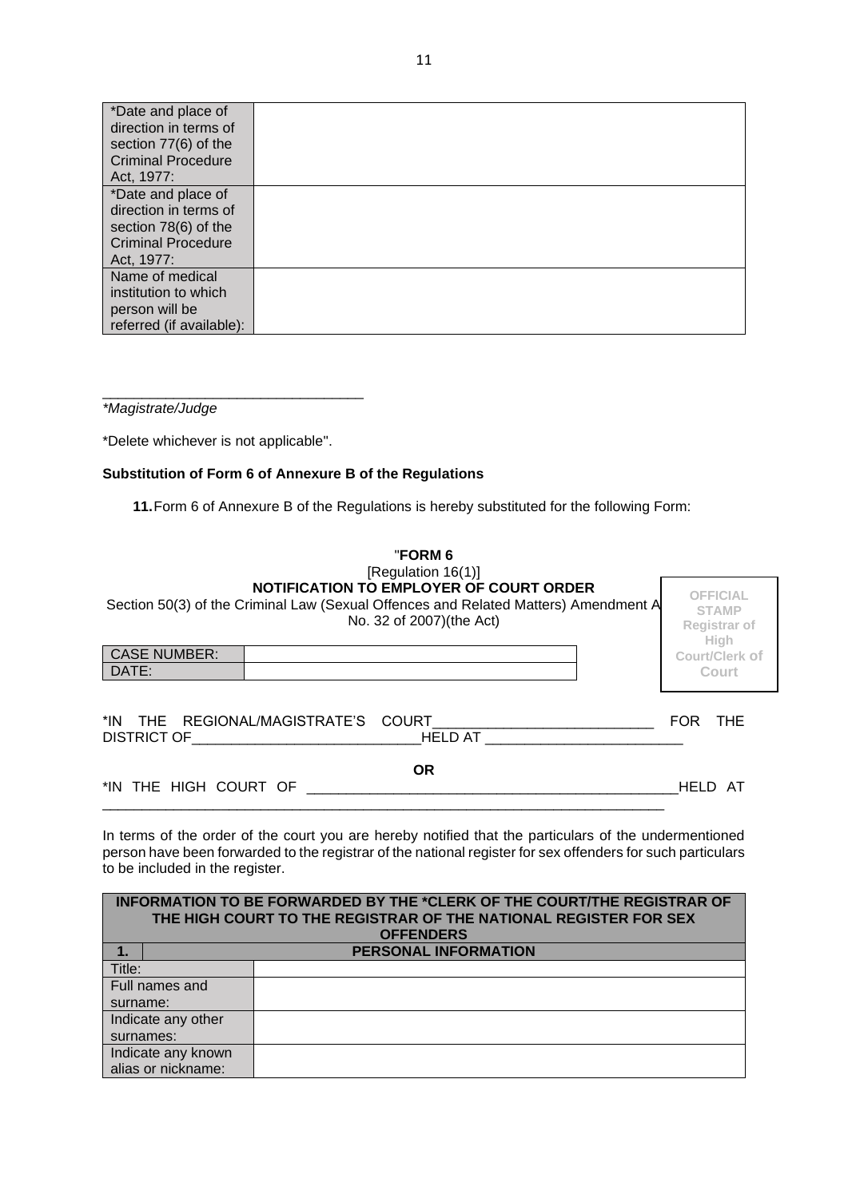| *Date and place of direction in terms of section 77(6) of the Criminal Procedure Act, 1977: | |
|---|---|
| *Date and place of direction in terms of section 78(6) of the Criminal Procedure Act, 1977: | |
| Name of medical institution to which person will be referred (if available): | |

_________________________________
*Magistrate/Judge*

*Delete whichever is not applicable".

**Substitution of Form 6 of Annexure B of the Regulations**

**11.** Form 6 of Annexure B of the Regulations is hereby substituted for the following Form:

"**FORM 6**
[Regulation 16(1)]
**NOTIFICATION TO EMPLOYER OF COURT ORDER**
Section 50(3) of the Criminal Law (Sexual Offences and Related Matters) Amendment A No. 32 of 2007)(the Act)

**OFFICIAL STAMP Registrar of High Court/Clerk of Court**

| CASE NUMBER: | |
|---|---|
| DATE: | |

*IN THE REGIONAL/MAGISTRATE'S COURT____________________________ FOR THE DISTRICT OF_____________________________HELD AT _________________________

**OR**

*IN THE HIGH COURT OF _________________________________________________HELD AT ___________________________________________________________________________

In terms of the order of the court you are hereby notified that the particulars of the undermentioned person have been forwarded to the registrar of the national register for sex offenders for such particulars to be included in the register.

| **INFORMATION TO BE FORWARDED BY THE *CLERK OF THE COURT/THE REGISTRAR OF THE HIGH COURT TO THE REGISTRAR OF THE NATIONAL REGISTER FOR SEX OFFENDERS** | |
|---|---|
| **1.** | **PERSONAL INFORMATION** |
| Title: | |
| Full names and surname: | |
| Indicate any other surnames: | |
| Indicate any known alias or nickname: | |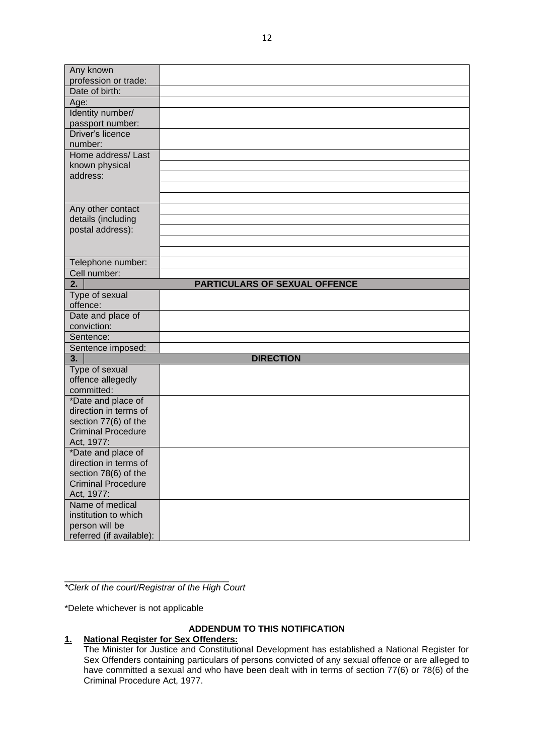| Any known profession or trade: | |
|---|---|
| Date of birth: | |
| Age: | |
| Identity number/ passport number: | |
| Driver's licence number: | |
| Home address/ Last known physical address: | |
| Any other contact details (including postal address): | |
| Telephone number: | |
| Cell number: | |
| **2.** | **PARTICULARS OF SEXUAL OFFENCE** |
| Type of sexual offence: | |
| Date and place of conviction: | |
| Sentence: | |
| Sentence imposed: | |
| **3.** | **DIRECTION** |
| Type of sexual offence allegedly committed: | |
| *Date and place of direction in terms of section 77(6) of the Criminal Procedure Act, 1977: | |
| *Date and place of direction in terms of section 78(6) of the Criminal Procedure Act, 1977: | |
| Name of medical institution to which person will be referred (if available): | |

___________________________________
*\*Clerk of the court/Registrar of the High Court*

*Delete whichever is not applicable

**ADDENDUM TO THIS NOTIFICATION**

**1. National Register for Sex Offenders:**

The Minister for Justice and Constitutional Development has established a National Register for Sex Offenders containing particulars of persons convicted of any sexual offence or are alleged to have committed a sexual and who have been dealt with in terms of section 77(6) or 78(6) of the Criminal Procedure Act, 1977.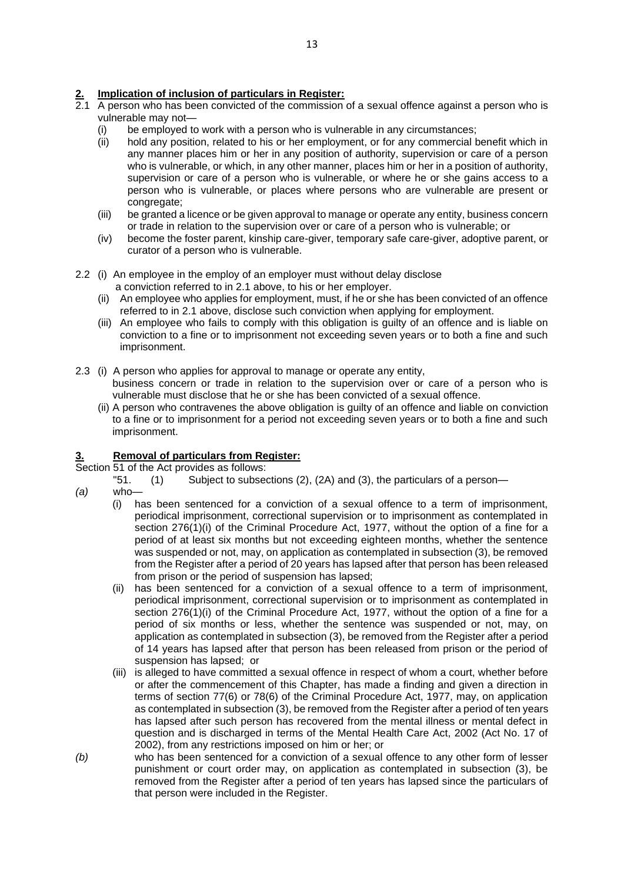## **2. Implication of inclusion of particulars in Register:**

2.1 A person who has been convicted of the commission of a sexual offence against a person who is vulnerable may not—

- (i) be employed to work with a person who is vulnerable in any circumstances;
- (ii) hold any position, related to his or her employment, or for any commercial benefit which in any manner places him or her in any position of authority, supervision or care of a person who is vulnerable, or which, in any other manner, places him or her in a position of authority, supervision or care of a person who is vulnerable, or where he or she gains access to a person who is vulnerable, or places where persons who are vulnerable are present or congregate;
- (iii) be granted a licence or be given approval to manage or operate any entity, business concern or trade in relation to the supervision over or care of a person who is vulnerable; or
- (iv) become the foster parent, kinship care-giver, temporary safe care-giver, adoptive parent, or curator of a person who is vulnerable.

2.2 (i) An employee in the employ of an employer must without delay disclose a conviction referred to in 2.1 above, to his or her employer.

- (ii) An employee who applies for employment, must, if he or she has been convicted of an offence referred to in 2.1 above, disclose such conviction when applying for employment.
- (iii) An employee who fails to comply with this obligation is guilty of an offence and is liable on conviction to a fine or to imprisonment not exceeding seven years or to both a fine and such imprisonment.

2.3 (i) A person who applies for approval to manage or operate any entity, business concern or trade in relation to the supervision over or care of a person who is vulnerable must disclose that he or she has been convicted of a sexual offence.

- (ii) A person who contravenes the above obligation is guilty of an offence and liable on conviction to a fine or to imprisonment for a period not exceeding seven years or to both a fine and such imprisonment.

## **3. Removal of particulars from Register:**

Section 51 of the Act provides as follows:

"51. (1) Subject to subsections (2), (2A) and (3), the particulars of a person—

*(a)* who—

- (i) has been sentenced for a conviction of a sexual offence to a term of imprisonment, periodical imprisonment, correctional supervision or to imprisonment as contemplated in section 276(1)(i) of the Criminal Procedure Act, 1977, without the option of a fine for a period of at least six months but not exceeding eighteen months, whether the sentence was suspended or not, may, on application as contemplated in subsection (3), be removed from the Register after a period of 20 years has lapsed after that person has been released from prison or the period of suspension has lapsed;
- (ii) has been sentenced for a conviction of a sexual offence to a term of imprisonment, periodical imprisonment, correctional supervision or to imprisonment as contemplated in section 276(1)(i) of the Criminal Procedure Act, 1977, without the option of a fine for a period of six months or less, whether the sentence was suspended or not, may, on application as contemplated in subsection (3), be removed from the Register after a period of 14 years has lapsed after that person has been released from prison or the period of suspension has lapsed; or
- (iii) is alleged to have committed a sexual offence in respect of whom a court, whether before or after the commencement of this Chapter, has made a finding and given a direction in terms of section 77(6) or 78(6) of the Criminal Procedure Act, 1977, may, on application as contemplated in subsection (3), be removed from the Register after a period of ten years has lapsed after such person has recovered from the mental illness or mental defect in question and is discharged in terms of the Mental Health Care Act, 2002 (Act No. 17 of 2002), from any restrictions imposed on him or her; or

*(b)* who has been sentenced for a conviction of a sexual offence to any other form of lesser punishment or court order may, on application as contemplated in subsection (3), be removed from the Register after a period of ten years has lapsed since the particulars of that person were included in the Register.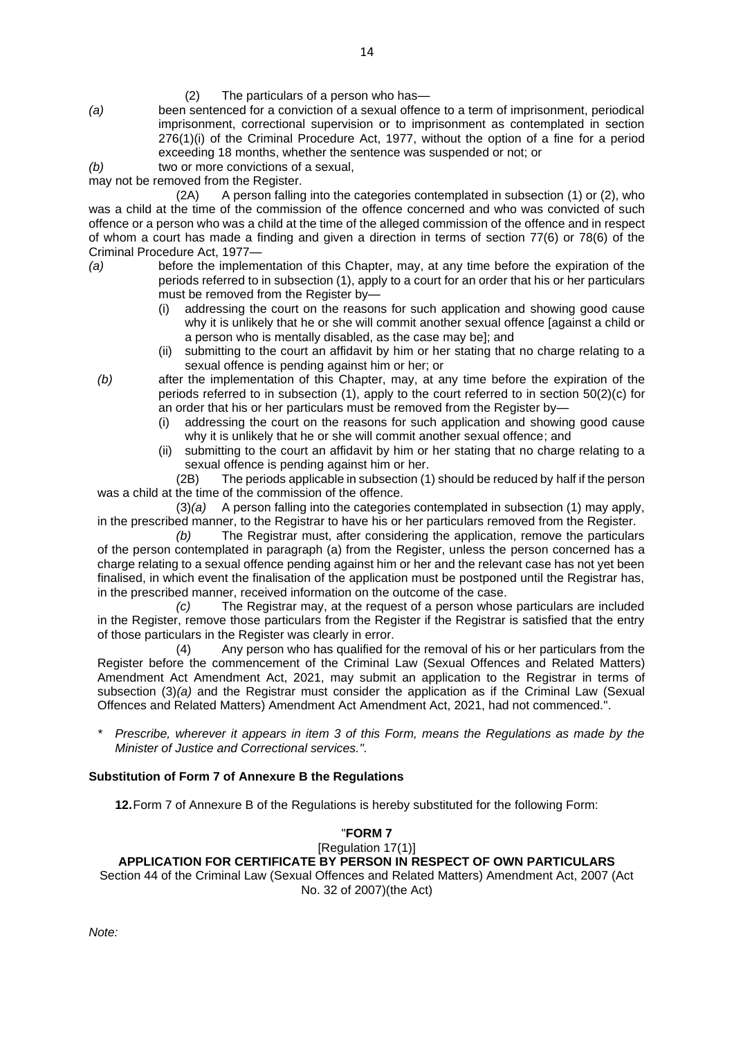(2) The particulars of a person who has—

*(a)* been sentenced for a conviction of a sexual offence to a term of imprisonment, periodical imprisonment, correctional supervision or to imprisonment as contemplated in section 276(1)(i) of the Criminal Procedure Act, 1977, without the option of a fine for a period exceeding 18 months, whether the sentence was suspended or not; or

*(b)* two or more convictions of a sexual,

may not be removed from the Register.

(2A) A person falling into the categories contemplated in subsection (1) or (2), who was a child at the time of the commission of the offence concerned and who was convicted of such offence or a person who was a child at the time of the alleged commission of the offence and in respect of whom a court has made a finding and given a direction in terms of section 77(6) or 78(6) of the Criminal Procedure Act, 1977—

*(a)* before the implementation of this Chapter, may, at any time before the expiration of the periods referred to in subsection (1), apply to a court for an order that his or her particulars must be removed from the Register by—

(i) addressing the court on the reasons for such application and showing good cause why it is unlikely that he or she will commit another sexual offence [against a child or a person who is mentally disabled, as the case may be]; and

(ii) submitting to the court an affidavit by him or her stating that no charge relating to a sexual offence is pending against him or her; or

*(b)* after the implementation of this Chapter, may, at any time before the expiration of the periods referred to in subsection (1), apply to the court referred to in section 50(2)(c) for an order that his or her particulars must be removed from the Register by—

(i) addressing the court on the reasons for such application and showing good cause why it is unlikely that he or she will commit another sexual offence; and

(ii) submitting to the court an affidavit by him or her stating that no charge relating to a sexual offence is pending against him or her.

(2B) The periods applicable in subsection (1) should be reduced by half if the person was a child at the time of the commission of the offence.

(3)*(a)* A person falling into the categories contemplated in subsection (1) may apply, in the prescribed manner, to the Registrar to have his or her particulars removed from the Register.

*(b)* The Registrar must, after considering the application, remove the particulars of the person contemplated in paragraph (a) from the Register, unless the person concerned has a charge relating to a sexual offence pending against him or her and the relevant case has not yet been finalised, in which event the finalisation of the application must be postponed until the Registrar has, in the prescribed manner, received information on the outcome of the case.

*(c)* The Registrar may, at the request of a person whose particulars are included in the Register, remove those particulars from the Register if the Registrar is satisfied that the entry of those particulars in the Register was clearly in error.

(4) Any person who has qualified for the removal of his or her particulars from the Register before the commencement of the Criminal Law (Sexual Offences and Related Matters) Amendment Act Amendment Act, 2021, may submit an application to the Registrar in terms of subsection (3)*(a)* and the Registrar must consider the application as if the Criminal Law (Sexual Offences and Related Matters) Amendment Act Amendment Act, 2021, had not commenced.".

* *Prescribe, wherever it appears in item 3 of this Form, means the Regulations as made by the Minister of Justice and Correctional services.".*

**Substitution of Form 7 of Annexure B the Regulations**

**12.** Form 7 of Annexure B of the Regulations is hereby substituted for the following Form:

"**FORM 7**

[Regulation 17(1)]

**APPLICATION FOR CERTIFICATE BY PERSON IN RESPECT OF OWN PARTICULARS**

Section 44 of the Criminal Law (Sexual Offences and Related Matters) Amendment Act, 2007 (Act No. 32 of 2007)(the Act)

*Note:*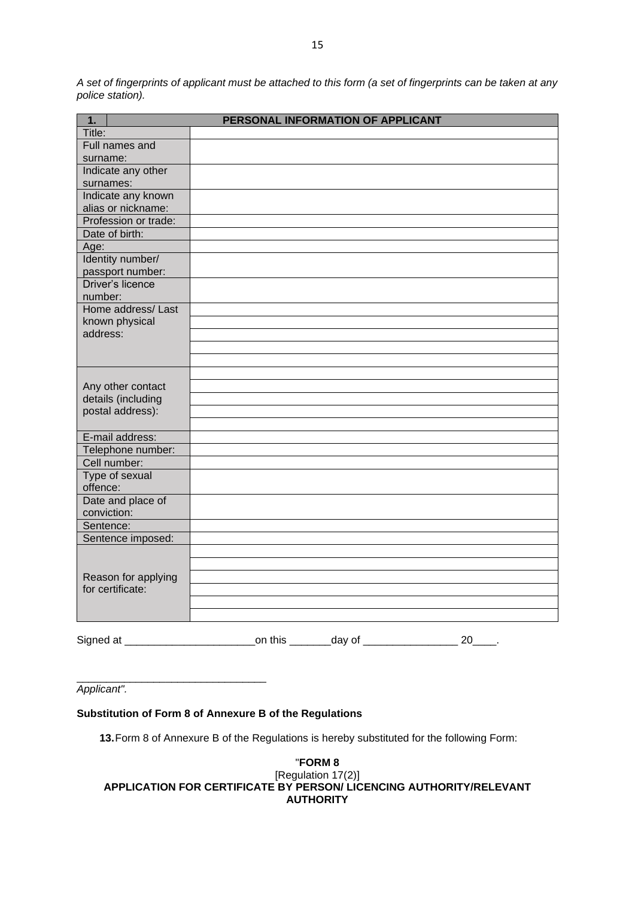*A set of fingerprints of applicant must be attached to this form (a set of fingerprints can be taken at any police station).*

| 1. | PERSONAL INFORMATION OF APPLICANT |
|---|---|
| Title: | |
| Full names and surname: | |
| Indicate any other surnames: | |
| Indicate any known alias or nickname: | |
| Profession or trade: | |
| Date of birth: | |
| Age: | |
| Identity number/ passport number: | |
| Driver's licence number: | |
| Home address/ Last known physical address: | |
| | |
| | |
| | |
| | |
| Any other contact details (including postal address): | |
| | |
| | |
| | |
| | |
| E-mail address: | |
| Telephone number: | |
| Cell number: | |
| Type of sexual offence: | |
| Date and place of conviction: | |
| Sentence: | |
| Sentence imposed: | |
| Reason for applying for certificate: | |
| | |
| | |
| | |
| | |
| | |

Signed at ______________________on this _______day of ________________ 20____.

________________________________
*Applicant".*

**Substitution of Form 8 of Annexure B of the Regulations**

**13.** Form 8 of Annexure B of the Regulations is hereby substituted for the following Form:

"**FORM 8**
[Regulation 17(2)]
**APPLICATION FOR CERTIFICATE BY PERSON/ LICENCING AUTHORITY/RELEVANT AUTHORITY**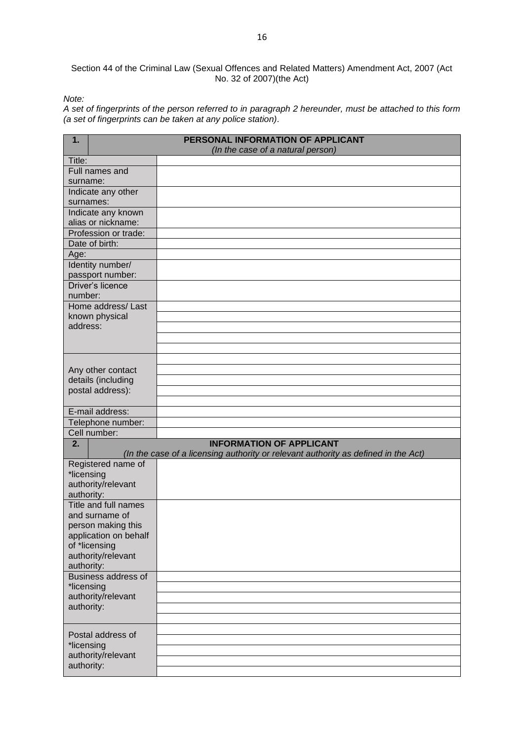Section 44 of the Criminal Law (Sexual Offences and Related Matters) Amendment Act, 2007 (Act No. 32 of 2007)(the Act)

*Note:*

*A set of fingerprints of the person referred to in paragraph 2 hereunder, must be attached to this form (a set of fingerprints can be taken at any police station).*

| **1.** | **PERSONAL INFORMATION OF APPLICANT** *(In the case of a natural person)* |
|---|---|
| Title: | |
| Full names and surname: | |
| Indicate any other surnames: | |
| Indicate any known alias or nickname: | |
| Profession or trade: | |
| Date of birth: | |
| Age: | |
| Identity number/ passport number: | |
| Driver's licence number: | |
| Home address/ Last known physical address: | |
| | |
| | |
| | |
| | |
| Any other contact details (including postal address): | |
| | |
| | |
| | |
| | |
| E-mail address: | |
| Telephone number: | |
| Cell number: | |
| **2.** | **INFORMATION OF APPLICANT** *(In the case of a licensing authority or relevant authority as defined in the Act)* |
| Registered name of *licensing authority/relevant authority: | |
| Title and full names and surname of person making this application on behalf of *licensing authority/relevant authority: | |
| Business address of *licensing authority/relevant authority: | |
| | |
| | |
| | |
| | |
| Postal address of *licensing authority/relevant authority: | |
| | |
| | |
| | |
| | |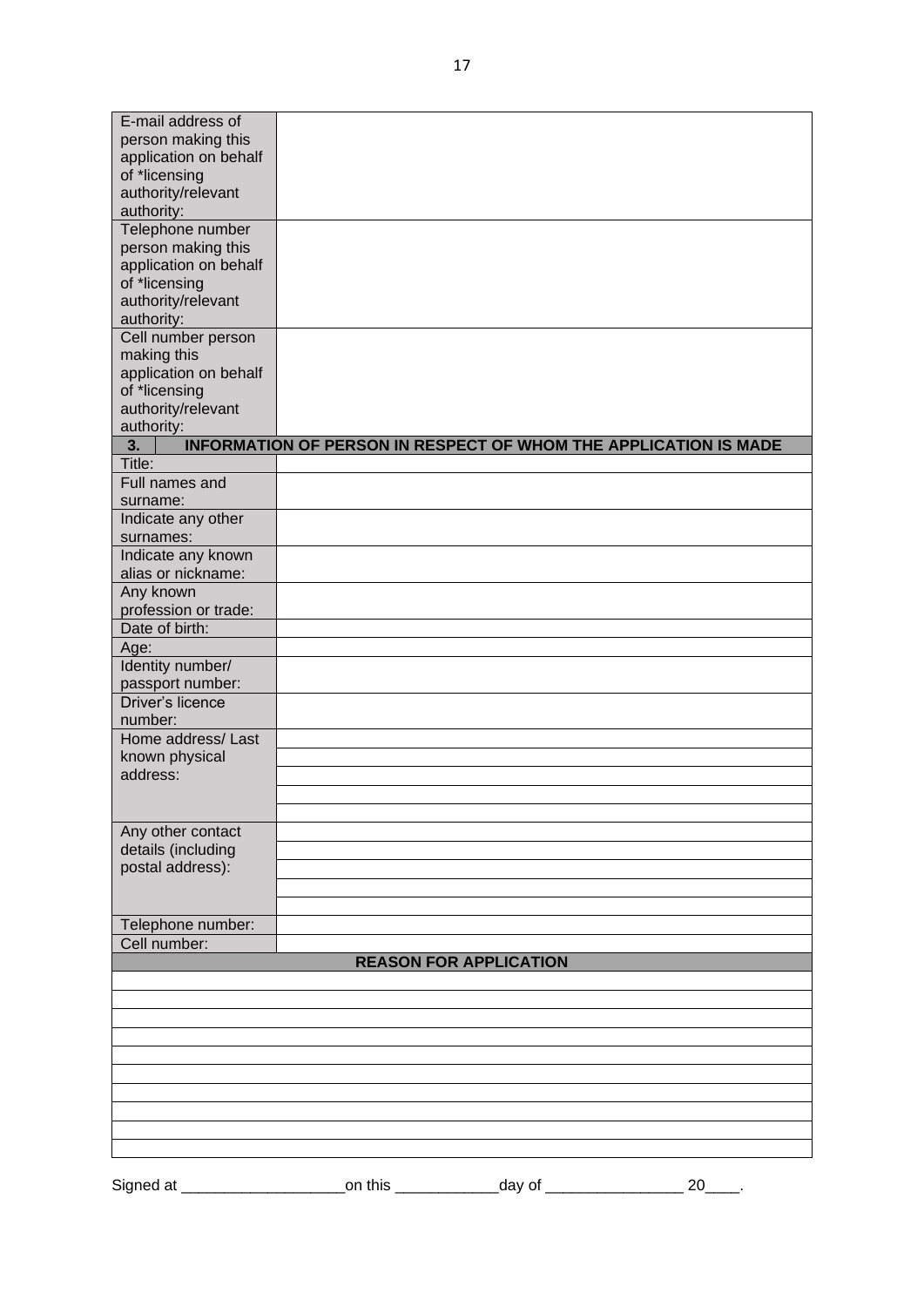| | |
|---|---|
| E-mail address of person making this application on behalf of *licensing authority/relevant authority: | |
| Telephone number person making this application on behalf of *licensing authority/relevant authority: | |
| Cell number person making this application on behalf of *licensing authority/relevant authority: | |
| **3.** | **INFORMATION OF PERSON IN RESPECT OF WHOM THE APPLICATION IS MADE** |
| Title: | |
| Full names and surname: | |
| Indicate any other surnames: | |
| Indicate any known alias or nickname: | |
| Any known profession or trade: | |
| Date of birth: | |
| Age: | |
| Identity number/ passport number: | |
| Driver's licence number: | |
| Home address/ Last known physical address: | |
| | |
| | |
| | |
| | |
| Any other contact details (including postal address): | |
| | |
| | |
| | |
| | |
| Telephone number: | |
| Cell number: | |

| **REASON FOR APPLICATION** |
|---|
| |
| |
| |
| |
| |
| |
| |
| |
| |
| |

Signed at ___________________on this ____________day of ________________ 20____.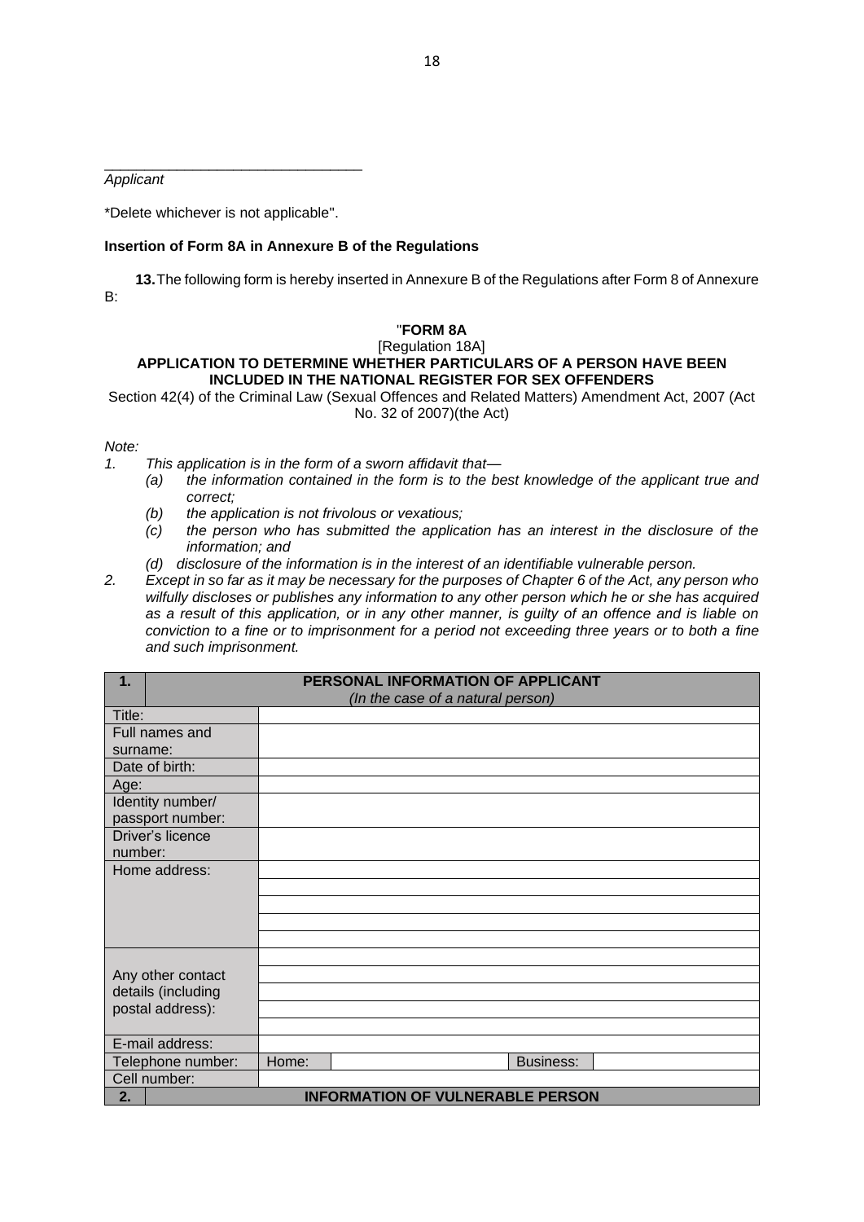\_\_\_\_\_\_\_\_\_\_\_\_\_\_\_\_\_\_\_\_\_\_\_\_\_\_\_\_\_\_\_\_
*Applicant*

*Delete whichever is not applicable".

**Insertion of Form 8A in Annexure B of the Regulations**

**13.** The following form is hereby inserted in Annexure B of the Regulations after Form 8 of Annexure B:

"**FORM 8A**

[Regulation 18A]

**APPLICATION TO DETERMINE WHETHER PARTICULARS OF A PERSON HAVE BEEN INCLUDED IN THE NATIONAL REGISTER FOR SEX OFFENDERS**

Section 42(4) of the Criminal Law (Sexual Offences and Related Matters) Amendment Act, 2007 (Act No. 32 of 2007)(the Act)

*Note:*

1. *This application is in the form of a sworn affidavit that—*
   (a) *the information contained in the form is to the best knowledge of the applicant true and correct;*
   (b) *the application is not frivolous or vexatious;*
   (c) *the person who has submitted the application has an interest in the disclosure of the information; and*
   (d) *disclosure of the information is in the interest of an identifiable vulnerable person.*
2. *Except in so far as it may be necessary for the purposes of Chapter 6 of the Act, any person who wilfully discloses or publishes any information to any other person which he or she has acquired as a result of this application, or in any other manner, is guilty of an offence and is liable on conviction to a fine or to imprisonment for a period not exceeding three years or to both a fine and such imprisonment.*

| **1.** | **PERSONAL INFORMATION OF APPLICANT** *(In the case of a natural person)* | | | |
|---|---|---|---|---|
| Title: | | | | |
| Full names and surname: | | | | |
| Date of birth: | | | | |
| Age: | | | | |
| Identity number/ passport number: | | | | |
| Driver's licence number: | | | | |
| Home address: | | | | |
| | | | | |
| | | | | |
| | | | | |
| | | | | |
| Any other contact details (including postal address): | | | | |
| | | | | |
| | | | | |
| | | | | |
| | | | | |
| E-mail address: | | | | |
| Telephone number: | Home: | | Business: | |
| Cell number: | | | | |
| **2.** | **INFORMATION OF VULNERABLE PERSON** | | | |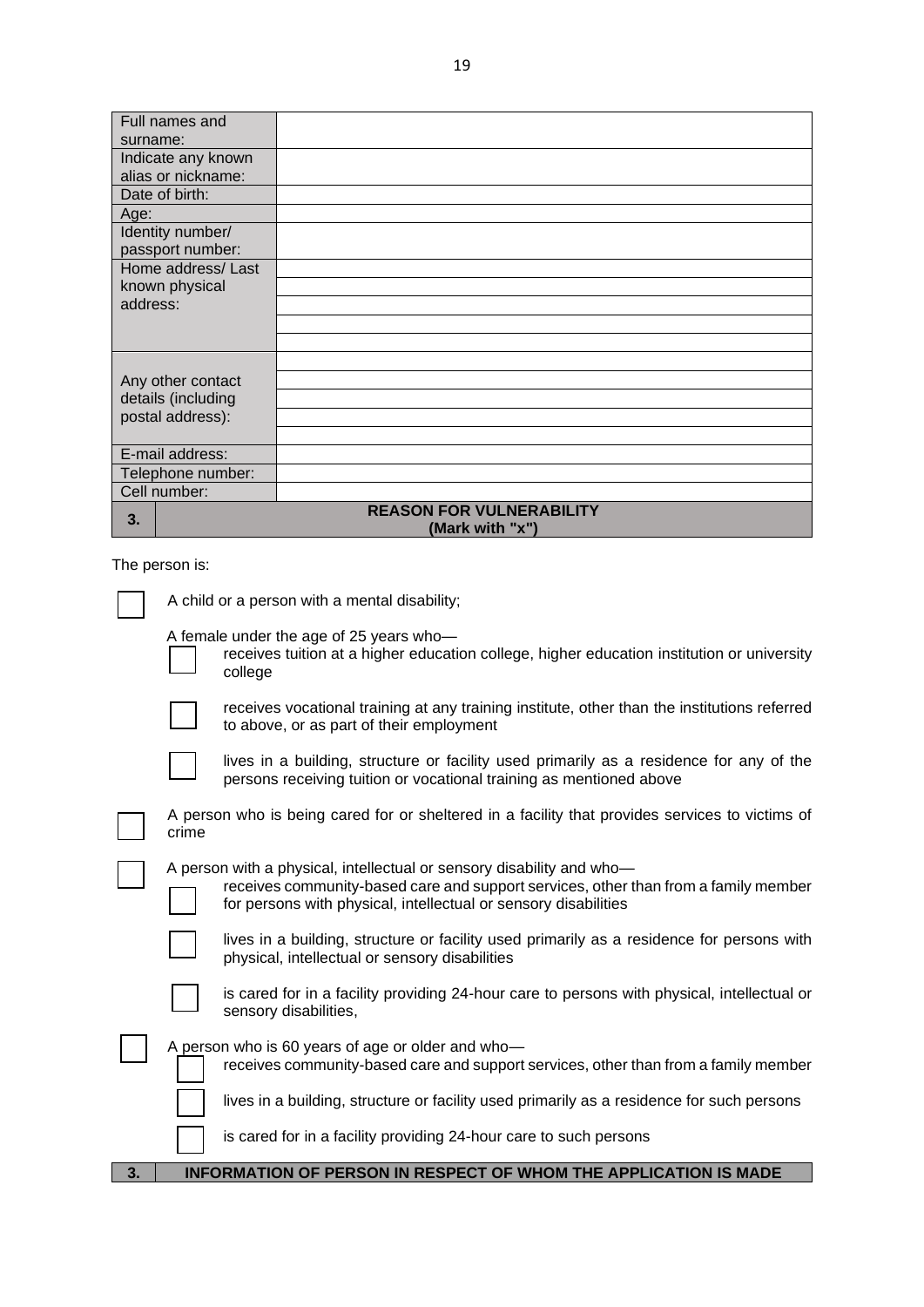| | |
|---|---|
| Full names and surname: | |
| Indicate any known alias or nickname: | |
| Date of birth: | |
| Age: | |
| Identity number/ passport number: | |
| Home address/ Last known physical address: | |
| | |
| | |
| | |
| | |
| Any other contact details (including postal address): | |
| | |
| | |
| | |
| | |
| E-mail address: | |
| Telephone number: | |
| Cell number: | |

| 3. | REASON FOR VULNERABILITY (Mark with "x") |
|---|---|

The person is:

☐ A child or a person with a mental disability;

A female under the age of 25 years who—

- ☐ receives tuition at a higher education college, higher education institution or university college
- ☐ receives vocational training at any training institute, other than the institutions referred to above, or as part of their employment
- ☐ lives in a building, structure or facility used primarily as a residence for any of the persons receiving tuition or vocational training as mentioned above

☐ A person who is being cared for or sheltered in a facility that provides services to victims of crime

☐ A person with a physical, intellectual or sensory disability and who—

- ☐ receives community-based care and support services, other than from a family member for persons with physical, intellectual or sensory disabilities
- ☐ lives in a building, structure or facility used primarily as a residence for persons with physical, intellectual or sensory disabilities
- ☐ is cared for in a facility providing 24-hour care to persons with physical, intellectual or sensory disabilities,

☐ A person who is 60 years of age or older and who—

- ☐ receives community-based care and support services, other than from a family member
- ☐ lives in a building, structure or facility used primarily as a residence for such persons
- ☐ is cared for in a facility providing 24-hour care to such persons

| 3. | INFORMATION OF PERSON IN RESPECT OF WHOM THE APPLICATION IS MADE |
|---|---|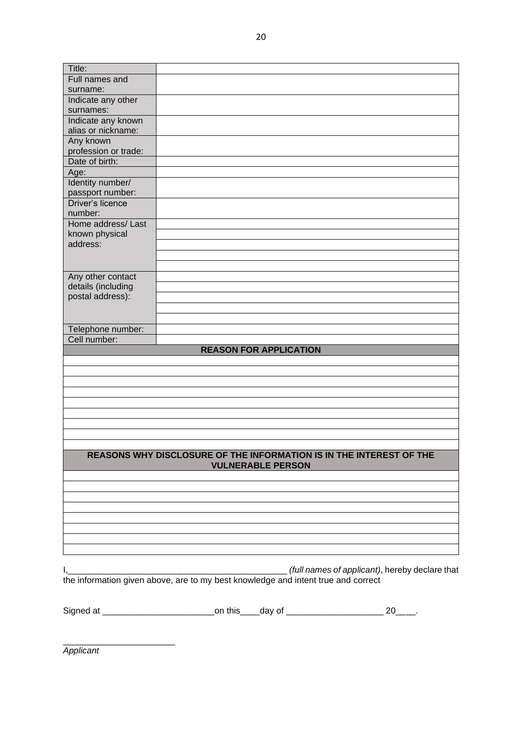| | |
|---|---|
| Title: | |
| Full names and surname: | |
| Indicate any other surnames: | |
| Indicate any known alias or nickname: | |
| Any known profession or trade: | |
| Date of birth: | |
| Age: | |
| Identity number/ passport number: | |
| Driver's licence number: | |
| Home address/ Last known physical address: | |
| | |
| | |
| | |
| | |
| Any other contact details (including postal address): | |
| | |
| | |
| | |
| | |
| Telephone number: | |
| Cell number: | |

| **REASON FOR APPLICATION** |
|---|
| |
| |
| |
| |
| |
| |
| |
| |
| |

| **REASONS WHY DISCLOSURE OF THE INFORMATION IS IN THE INTEREST OF THE VULNERABLE PERSON** |
|---|
| |
| |
| |
| |
| |
| |
| |
| |

I,_____________________________________________ *(full names of applicant)*, hereby declare that the information given above, are to my best knowledge and intent true and correct

Signed at ______________________on this____day of ___________________ 20___.

______________________
*Applicant*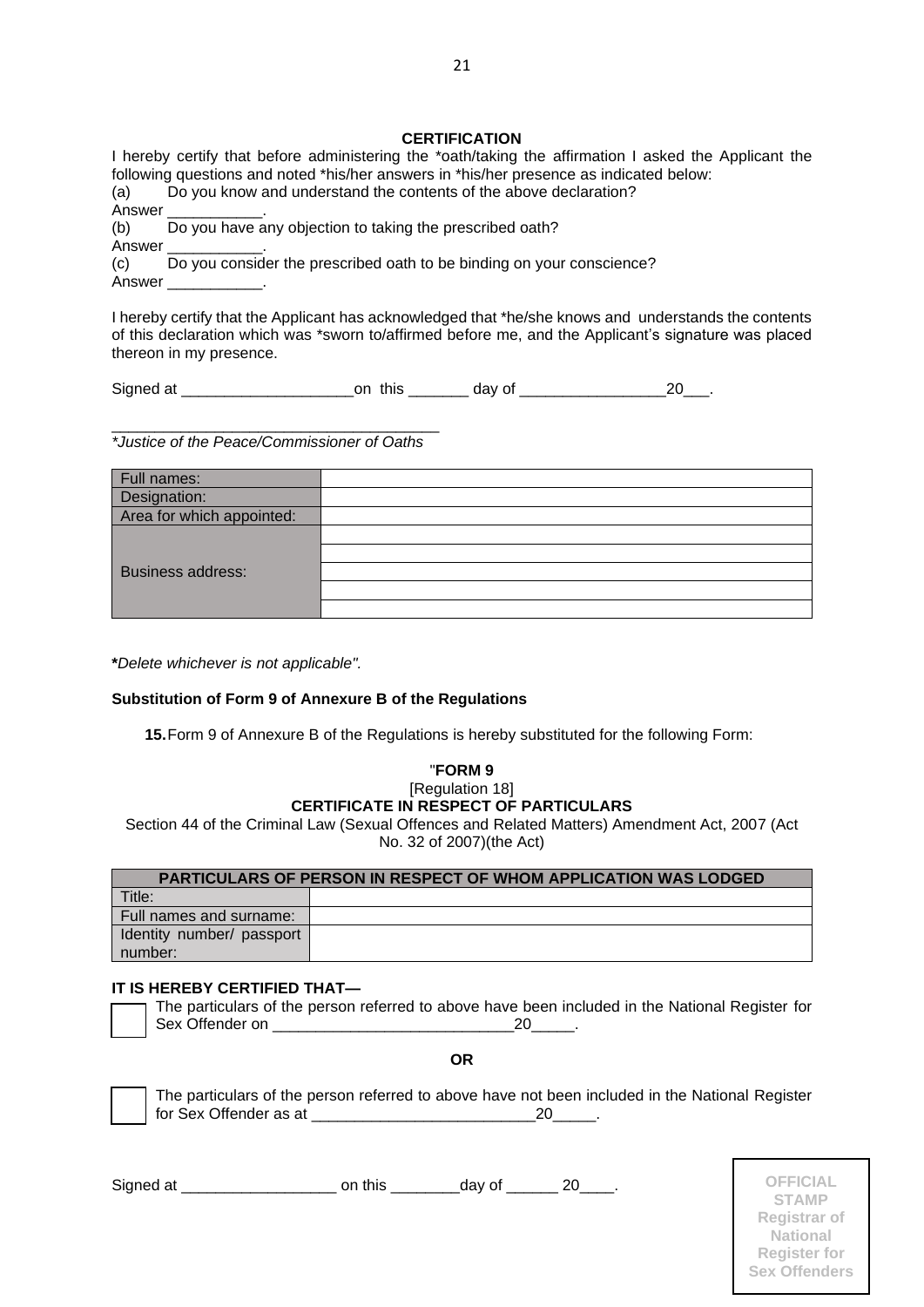**CERTIFICATION**

I hereby certify that before administering the *oath/taking the affirmation I asked the Applicant the following questions and noted *his/her answers in *his/her presence as indicated below:

(a) Do you know and understand the contents of the above declaration?

Answer ___________.

(b) Do you have any objection to taking the prescribed oath?

Answer ___________.

(c) Do you consider the prescribed oath to be binding on your conscience?

Answer ___________.

I hereby certify that the Applicant has acknowledged that *he/she knows and understands the contents of this declaration which was *sworn to/affirmed before me, and the Applicant's signature was placed thereon in my presence.

Signed at ____________________on this _______ day of _________________20___.

______________________________________

*\*Justice of the Peace/Commissioner of Oaths*

| | |
|---|---|
| Full names: | |
| Designation: | |
| Area for which appointed: | |
| Business address: | |
| | |
| | |
| | |
| | |

**\***_Delete whichever is not applicable"._

**Substitution of Form 9 of Annexure B of the Regulations**

**15.** Form 9 of Annexure B of the Regulations is hereby substituted for the following Form:

"**FORM 9**

[Regulation 18]

**CERTIFICATE IN RESPECT OF PARTICULARS**

Section 44 of the Criminal Law (Sexual Offences and Related Matters) Amendment Act, 2007 (Act No. 32 of 2007)(the Act)

| PARTICULARS OF PERSON IN RESPECT OF WHOM APPLICATION WAS LODGED | |
|---|---|
| Title: | |
| Full names and surname: | |
| Identity number/ passport number: | |

**IT IS HEREBY CERTIFIED THAT—**

☐ The particulars of the person referred to above have been included in the National Register for Sex Offender on ____________________________20_____.

**OR**

☐ The particulars of the person referred to above have not been included in the National Register for Sex Offender as at __________________________20_____.

Signed at __________________ on this ________day of ______ 20____.

OFFICIAL STAMP Registrar of National Register for Sex Offenders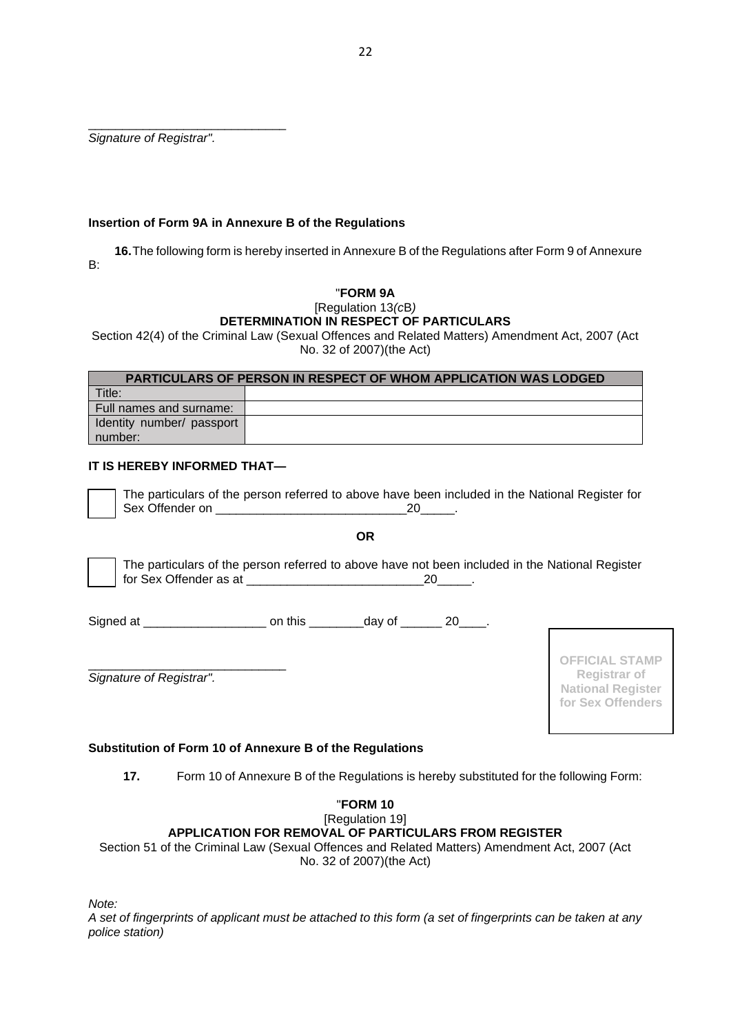\_\_\_\_\_\_\_\_\_\_\_\_\_\_\_\_\_\_\_\_\_\_\_\_\_\_\_\_\_\_
*Signature of Registrar".*

**Insertion of Form 9A in Annexure B of the Regulations**

**16.** The following form is hereby inserted in Annexure B of the Regulations after Form 9 of Annexure B:

"**FORM 9A**

[Regulation 13*(c*B*)*

**DETERMINATION IN RESPECT OF PARTICULARS**

Section 42(4) of the Criminal Law (Sexual Offences and Related Matters) Amendment Act, 2007 (Act No. 32 of 2007)(the Act)

| **PARTICULARS OF PERSON IN RESPECT OF WHOM APPLICATION WAS LODGED** | |
|---|---|
| Title: | |
| Full names and surname: | |
| Identity number/ passport number: | |

**IT IS HEREBY INFORMED THAT—**

☐ The particulars of the person referred to above have been included in the National Register for Sex Offender on \_\_\_\_\_\_\_\_\_\_\_\_\_\_\_\_\_\_\_\_\_\_\_\_\_\_\_\_20\_\_\_\_\_.

**OR**

☐ The particulars of the person referred to above have not been included in the National Register for Sex Offender as at \_\_\_\_\_\_\_\_\_\_\_\_\_\_\_\_\_\_\_\_\_\_\_\_\_\_20\_\_\_\_\_.

Signed at \_\_\_\_\_\_\_\_\_\_\_\_\_\_\_\_\_\_ on this \_\_\_\_\_\_\_\_day of \_\_\_\_\_\_ 20\_\_\_\_.

\_\_\_\_\_\_\_\_\_\_\_\_\_\_\_\_\_\_\_\_\_\_\_\_\_\_\_\_\_\_
*Signature of Registrar".*

OFFICIAL STAMP
Registrar of
National Register
for Sex Offenders

**Substitution of Form 10 of Annexure B of the Regulations**

**17.** Form 10 of Annexure B of the Regulations is hereby substituted for the following Form:

"**FORM 10**

[Regulation 19]

**APPLICATION FOR REMOVAL OF PARTICULARS FROM REGISTER**

Section 51 of the Criminal Law (Sexual Offences and Related Matters) Amendment Act, 2007 (Act No. 32 of 2007)(the Act)

*Note:*

*A set of fingerprints of applicant must be attached to this form (a set of fingerprints can be taken at any police station)*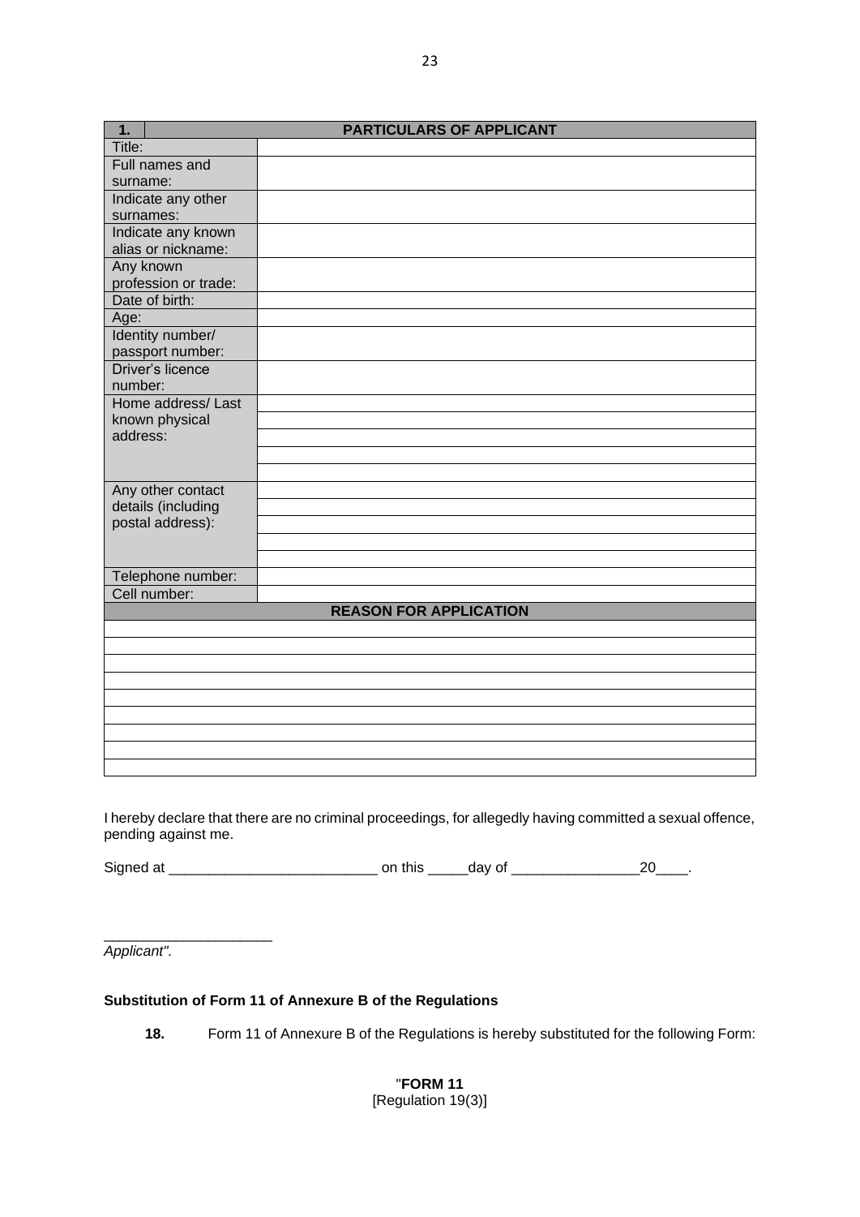| 1. | PARTICULARS OF APPLICANT |
|---|---|
| Title: | |
| Full names and surname: | |
| Indicate any other surnames: | |
| Indicate any known alias or nickname: | |
| Any known profession or trade: | |
| Date of birth: | |
| Age: | |
| Identity number/ passport number: | |
| Driver's licence number: | |
| Home address/ Last known physical address: | |
| | |
| | |
| | |
| | |
| Any other contact details (including postal address): | |
| | |
| | |
| | |
| | |
| Telephone number: | |
| Cell number: | |
| **REASON FOR APPLICATION** | |
| | |
| | |
| | |
| | |
| | |
| | |
| | |
| | |
| | |

I hereby declare that there are no criminal proceedings, for allegedly having committed a sexual offence, pending against me.

Signed at __________________________ on this _____day of ________________20____.

_____________________
*Applicant".*

**Substitution of Form 11 of Annexure B of the Regulations**

**18.** Form 11 of Annexure B of the Regulations is hereby substituted for the following Form:

"**FORM 11**
[Regulation 19(3)]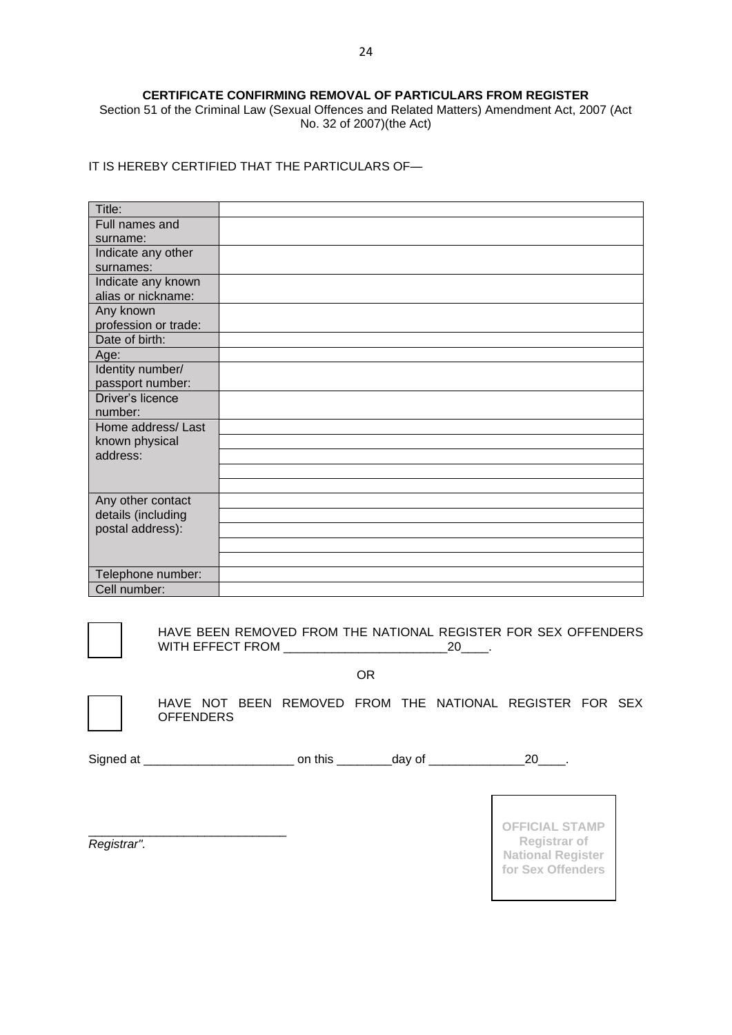**CERTIFICATE CONFIRMING REMOVAL OF PARTICULARS FROM REGISTER**

Section 51 of the Criminal Law (Sexual Offences and Related Matters) Amendment Act, 2007 (Act No. 32 of 2007)(the Act)

IT IS HEREBY CERTIFIED THAT THE PARTICULARS OF—

| | |
|---|---|
| Title: | |
| Full names and surname: | |
| Indicate any other surnames: | |
| Indicate any known alias or nickname: | |
| Any known profession or trade: | |
| Date of birth: | |
| Age: | |
| Identity number/ passport number: | |
| Driver's licence number: | |
| Home address/ Last known physical address: | |
| | |
| | |
| | |
| | |
| Any other contact details (including postal address): | |
| | |
| | |
| | |
| | |
| Telephone number: | |
| Cell number: | |

☐ HAVE BEEN REMOVED FROM THE NATIONAL REGISTER FOR SEX OFFENDERS WITH EFFECT FROM ________________________20____.

OR

☐ HAVE NOT BEEN REMOVED FROM THE NATIONAL REGISTER FOR SEX OFFENDERS

Signed at ______________________ on this ________day of ______________20____.

_____________________________

*Registrar".*

OFFICIAL STAMP
Registrar of
National Register
for Sex Offenders